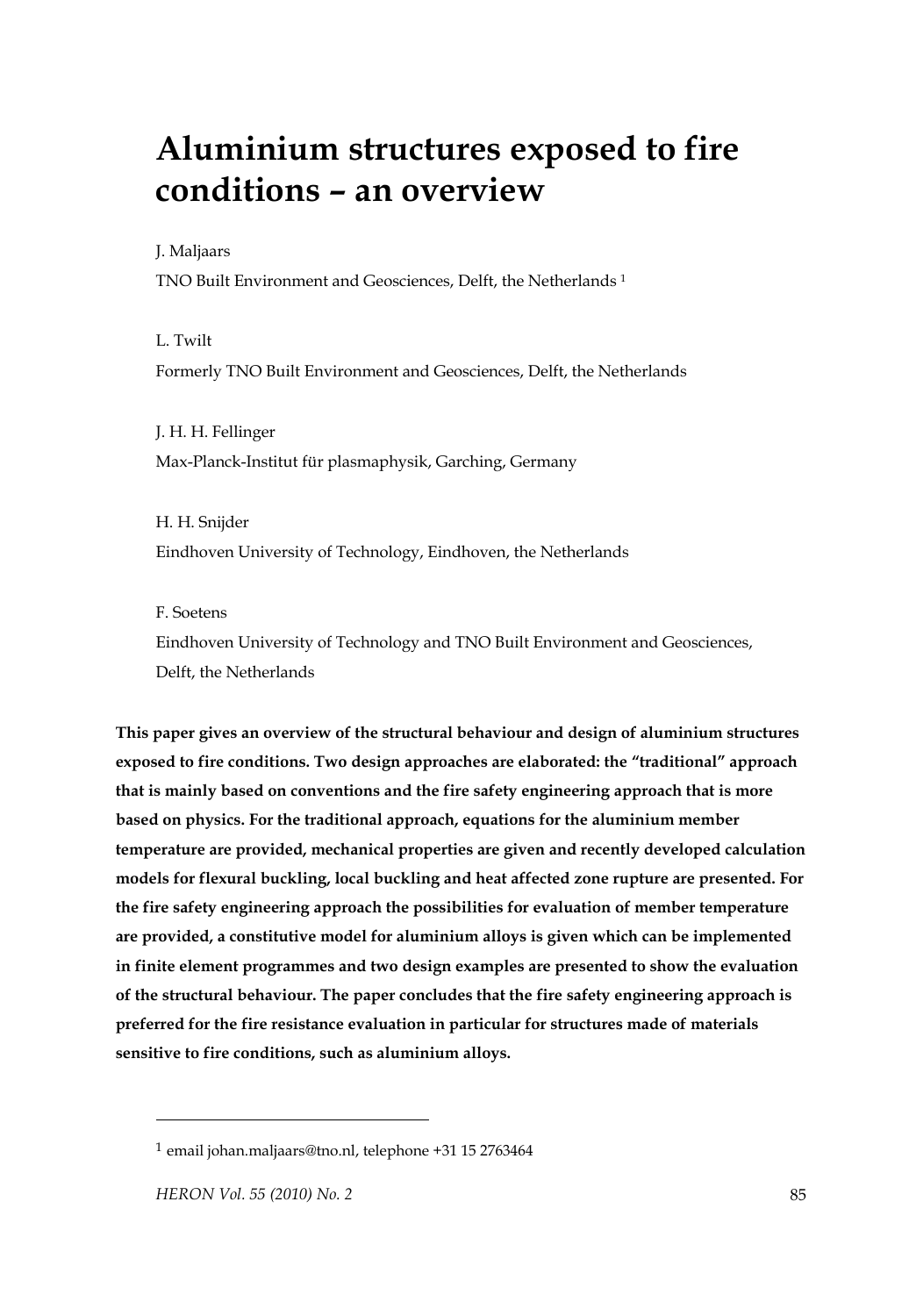# Aluminium structures exposed to fire conditions – an overview

J. Maljaars

TNO Built Environment and Geosciences, Delft, the Netherlands [1]

L. Twilt

Formerly TNO Built Environment and Geosciences, Delft, the Netherlands

J. H. H. Fellinger

Max-Planck-Institut für plasmaphysik, Garching, Germany

H. H. Snijder

Eindhoven University of Technology, Eindhoven, the Netherlands

F. Soetens

Eindhoven University of Technology and TNO Built Environment and Geosciences, Delft, the Netherlands

**This paper gives an overview of the structural behaviour and design of aluminium structures exposed to fire conditions. Two design approaches are elaborated: the "traditional" approach that is mainly based on conventions and the fire safety engineering approach that is more based on physics. For the traditional approach, equations for the aluminium member temperature are provided, mechanical properties are given and recently developed calculation models for flexural buckling, local buckling and heat affected zone rupture are presented. For the fire safety engineering approach the possibilities for evaluation of member temperature are provided, a constitutive model for aluminium alloys is given which can be implemented in finite element programmes and two design examples are presented to show the evaluation of the structural behaviour. The paper concludes that the fire safety engineering approach is preferred for the fire resistance evaluation in particular for structures made of materials sensitive to fire conditions, such as aluminium alloys.**

---

[1] email johan.maljaars@tno.nl, telephone +31 15 2763464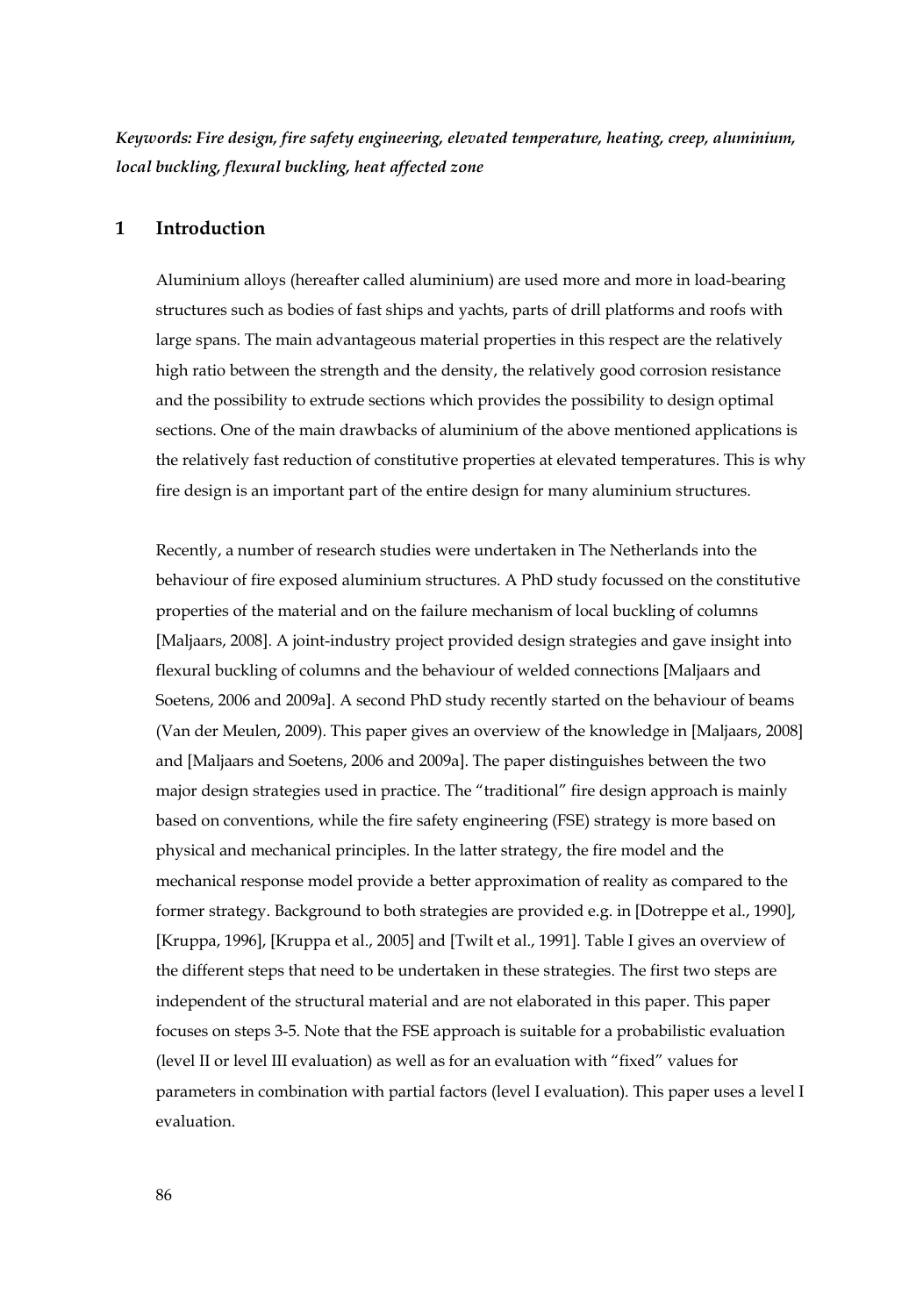*Keywords: Fire design, fire safety engineering, elevated temperature, heating, creep, aluminium, local buckling, flexural buckling, heat affected zone*

## 1 Introduction

Aluminium alloys (hereafter called aluminium) are used more and more in load-bearing structures such as bodies of fast ships and yachts, parts of drill platforms and roofs with large spans. The main advantageous material properties in this respect are the relatively high ratio between the strength and the density, the relatively good corrosion resistance and the possibility to extrude sections which provides the possibility to design optimal sections. One of the main drawbacks of aluminium of the above mentioned applications is the relatively fast reduction of constitutive properties at elevated temperatures. This is why fire design is an important part of the entire design for many aluminium structures.

Recently, a number of research studies were undertaken in The Netherlands into the behaviour of fire exposed aluminium structures. A PhD study focussed on the constitutive properties of the material and on the failure mechanism of local buckling of columns [Maljaars, 2008]. A joint-industry project provided design strategies and gave insight into flexural buckling of columns and the behaviour of welded connections [Maljaars and Soetens, 2006 and 2009a]. A second PhD study recently started on the behaviour of beams (Van der Meulen, 2009). This paper gives an overview of the knowledge in [Maljaars, 2008] and [Maljaars and Soetens, 2006 and 2009a]. The paper distinguishes between the two major design strategies used in practice. The "traditional" fire design approach is mainly based on conventions, while the fire safety engineering (FSE) strategy is more based on physical and mechanical principles. In the latter strategy, the fire model and the mechanical response model provide a better approximation of reality as compared to the former strategy. Background to both strategies are provided e.g. in [Dotreppe et al., 1990], [Kruppa, 1996], [Kruppa et al., 2005] and [Twilt et al., 1991]. Table I gives an overview of the different steps that need to be undertaken in these strategies. The first two steps are independent of the structural material and are not elaborated in this paper. This paper focuses on steps 3-5. Note that the FSE approach is suitable for a probabilistic evaluation (level II or level III evaluation) as well as for an evaluation with "fixed" values for parameters in combination with partial factors (level I evaluation). This paper uses a level I evaluation.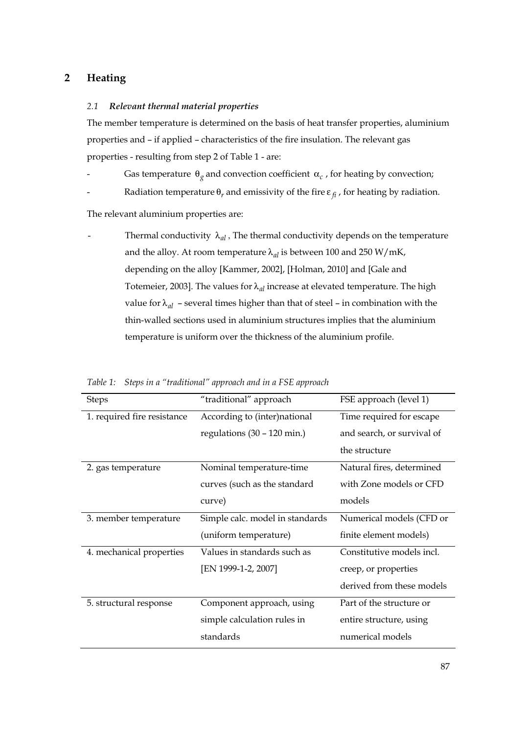## 2 Heating

### *2.1 Relevant thermal material properties*

The member temperature is determined on the basis of heat transfer properties, aluminium properties and – if applied – characteristics of the fire insulation. The relevant gas properties - resulting from step 2 of Table 1 - are:

- Gas temperature $\theta_g$ and convection coefficient $\alpha_c$ , for heating by convection;
- Radiation temperature $\theta_r$ and emissivity of the fire $\varepsilon_{fi}$ , for heating by radiation.

The relevant aluminium properties are:

- Thermal conductivity $\lambda_{al}$ , The thermal conductivity depends on the temperature and the alloy. At room temperature $\lambda_{al}$ is between 100 and 250 W/mK, depending on the alloy [Kammer, 2002], [Holman, 2010] and [Gale and Totemeier, 2003]. The values for $\lambda_{al}$ increase at elevated temperature. The high value for $\lambda_{al}$ – several times higher than that of steel – in combination with the thin-walled sections used in aluminium structures implies that the aluminium temperature is uniform over the thickness of the aluminium profile.

*Table 1: Steps in a "traditional" approach and in a FSE approach*

| Steps | "traditional" approach | FSE approach (level 1) |
|---|---|---|
| 1. required fire resistance | According to (inter)national regulations (30 – 120 min.) | Time required for escape and search, or survival of the structure |
| 2. gas temperature | Nominal temperature-time curves (such as the standard curve) | Natural fires, determined with Zone models or CFD models |
| 3. member temperature | Simple calc. model in standards (uniform temperature) | Numerical models (CFD or finite element models) |
| 4. mechanical properties | Values in standards such as [EN 1999-1-2, 2007] | Constitutive models incl. creep, or properties derived from these models |
| 5. structural response | Component approach, using simple calculation rules in standards | Part of the structure or entire structure, using numerical models |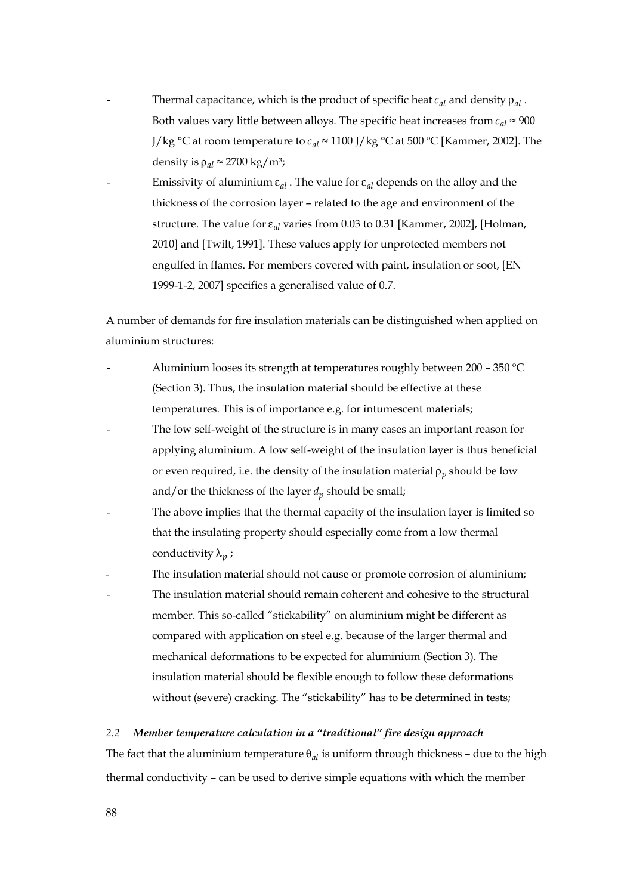- Thermal capacitance, which is the product of specific heat $c_{al}$ and density $\rho_{al}$. Both values vary little between alloys. The specific heat increases from $c_{al} \approx 900$ J/kg °C at room temperature to $c_{al} \approx 1100$ J/kg °C at 500 ºC [Kammer, 2002]. The density is $\rho_{al} \approx 2700$ kg/m³;
- Emissivity of aluminium $\varepsilon_{al}$. The value for $\varepsilon_{al}$ depends on the alloy and the thickness of the corrosion layer – related to the age and environment of the structure. The value for $\varepsilon_{al}$ varies from 0.03 to 0.31 [Kammer, 2002], [Holman, 2010] and [Twilt, 1991]. These values apply for unprotected members not engulfed in flames. For members covered with paint, insulation or soot, [EN 1999-1-2, 2007] specifies a generalised value of 0.7.

A number of demands for fire insulation materials can be distinguished when applied on aluminium structures:

- Aluminium looses its strength at temperatures roughly between 200 – 350 ºC (Section 3). Thus, the insulation material should be effective at these temperatures. This is of importance e.g. for intumescent materials;
- The low self-weight of the structure is in many cases an important reason for applying aluminium. A low self-weight of the insulation layer is thus beneficial or even required, i.e. the density of the insulation material $\rho_p$ should be low and/or the thickness of the layer $d_p$ should be small;
- The above implies that the thermal capacity of the insulation layer is limited so that the insulating property should especially come from a low thermal conductivity $\lambda_p$;
- The insulation material should not cause or promote corrosion of aluminium;
- The insulation material should remain coherent and cohesive to the structural member. This so-called "stickability" on aluminium might be different as compared with application on steel e.g. because of the larger thermal and mechanical deformations to be expected for aluminium (Section 3). The insulation material should be flexible enough to follow these deformations without (severe) cracking. The "stickability" has to be determined in tests;

### *2.2 Member temperature calculation in a "traditional" fire design approach*

The fact that the aluminium temperature $\theta_{al}$ is uniform through thickness – due to the high thermal conductivity – can be used to derive simple equations with which the member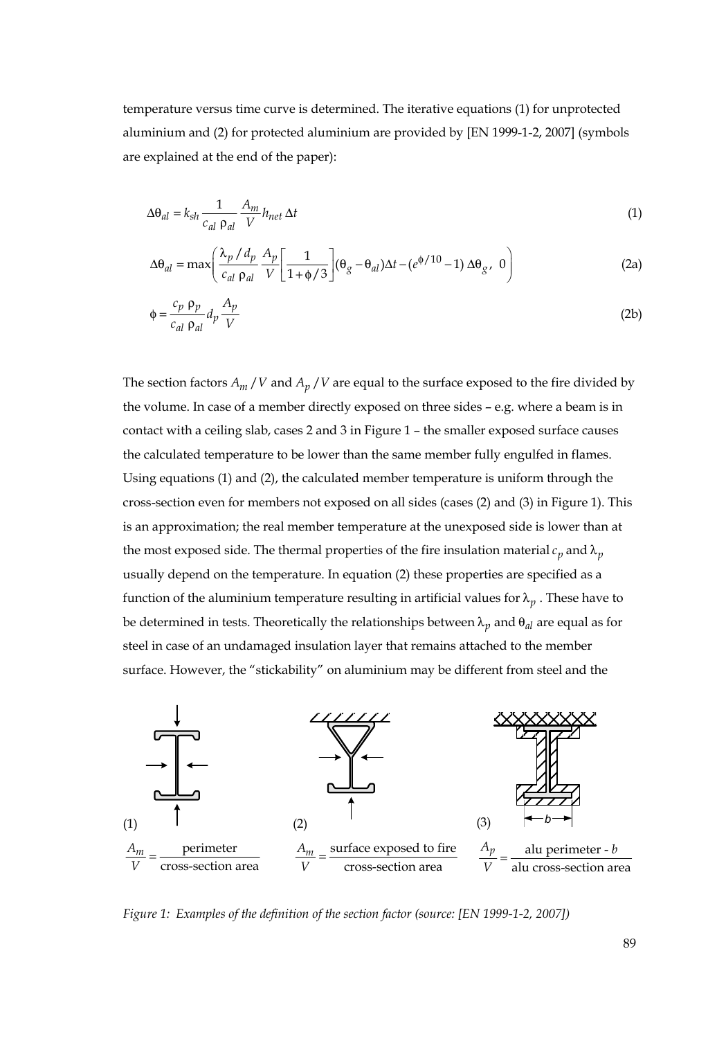temperature versus time curve is determined. The iterative equations (1) for unprotected aluminium and (2) for protected aluminium are provided by [EN 1999-1-2, 2007] (symbols are explained at the end of the paper):

$$\Delta\theta_{al} = k_{sh} \frac{1}{c_{al}\ \rho_{al}} \frac{A_m}{V} h_{net}\, \Delta t \tag{1}$$

$$\Delta\theta_{al} = \max\left( \frac{\lambda_p / d_p}{c_{al}\ \rho_{al}} \frac{A_p}{V} \left[ \frac{1}{1+\phi/3} \right] (\theta_g - \theta_{al}) \Delta t - (e^{\phi/10} - 1)\, \Delta\theta_g,\ 0 \right) \tag{2a}$$

$$\phi = \frac{c_p\ \rho_p}{c_{al}\ \rho_{al}} d_p \frac{A_p}{V} \tag{2b}$$

The section factors $A_m / V$ and $A_p / V$ are equal to the surface exposed to the fire divided by the volume. In case of a member directly exposed on three sides – e.g. where a beam is in contact with a ceiling slab, cases 2 and 3 in Figure 1 – the smaller exposed surface causes the calculated temperature to be lower than the same member fully engulfed in flames. Using equations (1) and (2), the calculated member temperature is uniform through the cross-section even for members not exposed on all sides (cases (2) and (3) in Figure 1). This is an approximation; the real member temperature at the unexposed side is lower than at the most exposed side. The thermal properties of the fire insulation material $c_p$ and $\lambda_p$ usually depend on the temperature. In equation (2) these properties are specified as a function of the aluminium temperature resulting in artificial values for $\lambda_p$ . These have to be determined in tests. Theoretically the relationships between $\lambda_p$ and $\theta_{al}$ are equal as for steel in case of an undamaged insulation layer that remains attached to the member surface. However, the "stickability" on aluminium may be different from steel and the

(1) $\frac{A_m}{V} = \frac{\text{perimeter}}{\text{cross-section area}}$

(2) $\frac{A_m}{V} = \frac{\text{surface exposed to fire}}{\text{cross-section area}}$

(3) $\frac{A_p}{V} = \frac{\text{alu perimeter - } b}{\text{alu cross-section area}}$

*Figure 1: Examples of the definition of the section factor (source: [EN 1999-1-2, 2007])*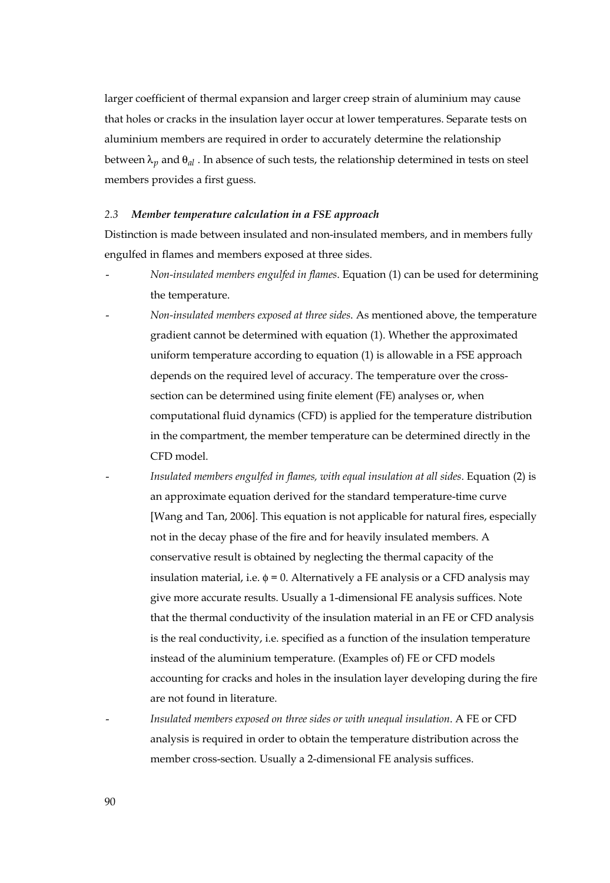larger coefficient of thermal expansion and larger creep strain of aluminium may cause that holes or cracks in the insulation layer occur at lower temperatures. Separate tests on aluminium members are required in order to accurately determine the relationship between $\lambda_p$ and $\theta_{al}$ . In absence of such tests, the relationship determined in tests on steel members provides a first guess.

### *2.3 Member temperature calculation in a FSE approach*

Distinction is made between insulated and non-insulated members, and in members fully engulfed in flames and members exposed at three sides.

- *Non-insulated members engulfed in flames*. Equation (1) can be used for determining the temperature.
- *Non-insulated members exposed at three sides*. As mentioned above, the temperature gradient cannot be determined with equation (1). Whether the approximated uniform temperature according to equation (1) is allowable in a FSE approach depends on the required level of accuracy. The temperature over the cross-section can be determined using finite element (FE) analyses or, when computational fluid dynamics (CFD) is applied for the temperature distribution in the compartment, the member temperature can be determined directly in the CFD model.
- *Insulated members engulfed in flames, with equal insulation at all sides*. Equation (2) is an approximate equation derived for the standard temperature-time curve [Wang and Tan, 2006]. This equation is not applicable for natural fires, especially not in the decay phase of the fire and for heavily insulated members. A conservative result is obtained by neglecting the thermal capacity of the insulation material, i.e. $\phi = 0$. Alternatively a FE analysis or a CFD analysis may give more accurate results. Usually a 1-dimensional FE analysis suffices. Note that the thermal conductivity of the insulation material in an FE or CFD analysis is the real conductivity, i.e. specified as a function of the insulation temperature instead of the aluminium temperature. (Examples of) FE or CFD models accounting for cracks and holes in the insulation layer developing during the fire are not found in literature.
- *Insulated members exposed on three sides or with unequal insulation*. A FE or CFD analysis is required in order to obtain the temperature distribution across the member cross-section. Usually a 2-dimensional FE analysis suffices.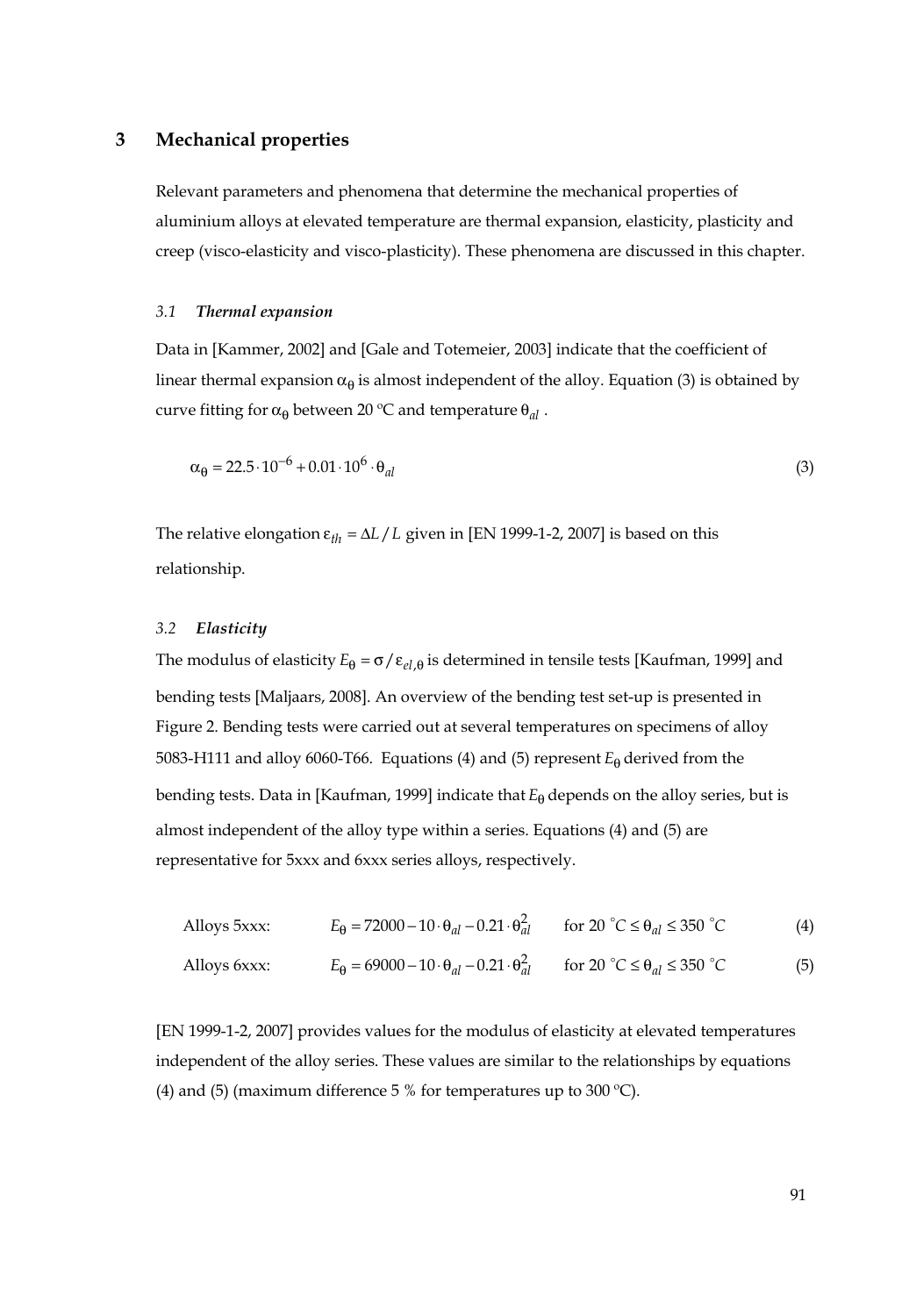# 3 Mechanical properties

Relevant parameters and phenomena that determine the mechanical properties of aluminium alloys at elevated temperature are thermal expansion, elasticity, plasticity and creep (visco-elasticity and visco-plasticity). These phenomena are discussed in this chapter.

## 3.1 *Thermal expansion*

Data in [Kammer, 2002] and [Gale and Totemeier, 2003] indicate that the coefficient of linear thermal expansion $\alpha_\theta$ is almost independent of the alloy. Equation (3) is obtained by curve fitting for $\alpha_\theta$ between 20 °C and temperature $\theta_{al}$ .

$$\alpha_\theta = 22.5 \cdot 10^{-6} + 0.01 \cdot 10^{6} \cdot \theta_{al} \tag{3}$$

The relative elongation $\varepsilon_{th} = \Delta L / L$ given in [EN 1999-1-2, 2007] is based on this relationship.

## 3.2 *Elasticity*

The modulus of elasticity $E_\theta = \sigma / \varepsilon_{el,\theta}$ is determined in tensile tests [Kaufman, 1999] and bending tests [Maljaars, 2008]. An overview of the bending test set-up is presented in Figure 2. Bending tests were carried out at several temperatures on specimens of alloy 5083-H111 and alloy 6060-T66. Equations (4) and (5) represent $E_\theta$ derived from the bending tests. Data in [Kaufman, 1999] indicate that $E_\theta$ depends on the alloy series, but is almost independent of the alloy type within a series. Equations (4) and (5) are representative for 5xxx and 6xxx series alloys, respectively.

$$\text{Alloys 5xxx:} \quad E_\theta = 72000 - 10 \cdot \theta_{al} - 0.21 \cdot \theta_{al}^2 \quad \text{for } 20\ ^\circ C \le \theta_{al} \le 350\ ^\circ C \tag{4}$$

$$\text{Alloys 6xxx:} \quad E_\theta = 69000 - 10 \cdot \theta_{al} - 0.21 \cdot \theta_{al}^2 \quad \text{for } 20\ ^\circ C \le \theta_{al} \le 350\ ^\circ C \tag{5}$$

[EN 1999-1-2, 2007] provides values for the modulus of elasticity at elevated temperatures independent of the alloy series. These values are similar to the relationships by equations (4) and (5) (maximum difference 5 % for temperatures up to 300 °C).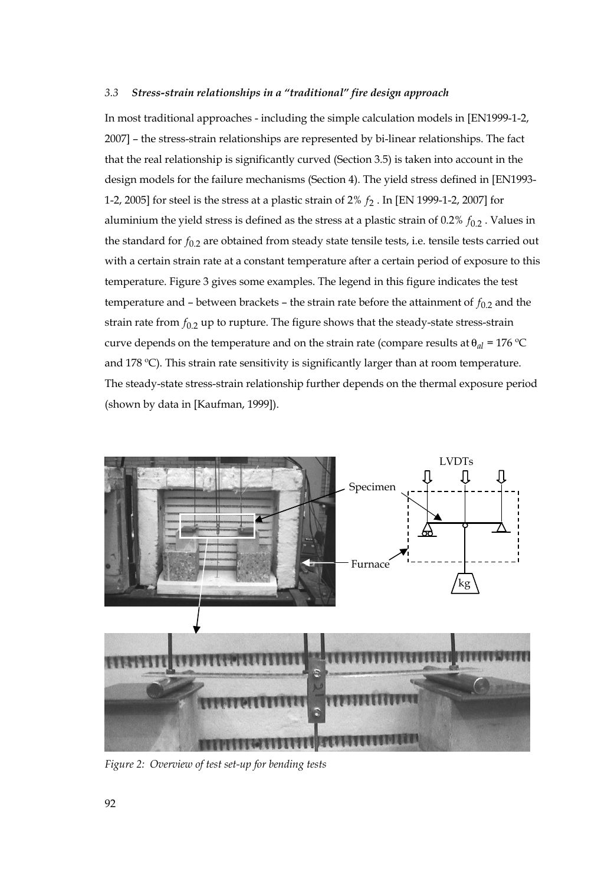### 3.3 *Stress-strain relationships in a "traditional" fire design approach*

In most traditional approaches - including the simple calculation models in [EN1999-1-2, 2007] – the stress-strain relationships are represented by bi-linear relationships. The fact that the real relationship is significantly curved (Section 3.5) is taken into account in the design models for the failure mechanisms (Section 4). The yield stress defined in [EN1993-1-2, 2005] for steel is the stress at a plastic strain of 2% $f_2$ . In [EN 1999-1-2, 2007] for aluminium the yield stress is defined as the stress at a plastic strain of 0.2% $f_{0.2}$ . Values in the standard for $f_{0.2}$ are obtained from steady state tensile tests, i.e. tensile tests carried out with a certain strain rate at a constant temperature after a certain period of exposure to this temperature. Figure 3 gives some examples. The legend in this figure indicates the test temperature and – between brackets – the strain rate before the attainment of $f_{0.2}$ and the strain rate from $f_{0.2}$ up to rupture. The figure shows that the steady-state stress-strain curve depends on the temperature and on the strain rate (compare results at $\theta_{al}$ = 176 ºC and 178 ºC). This strain rate sensitivity is significantly larger than at room temperature. The steady-state stress-strain relationship further depends on the thermal exposure period (shown by data in [Kaufman, 1999]).

*Figure 2: Overview of test set-up for bending tests*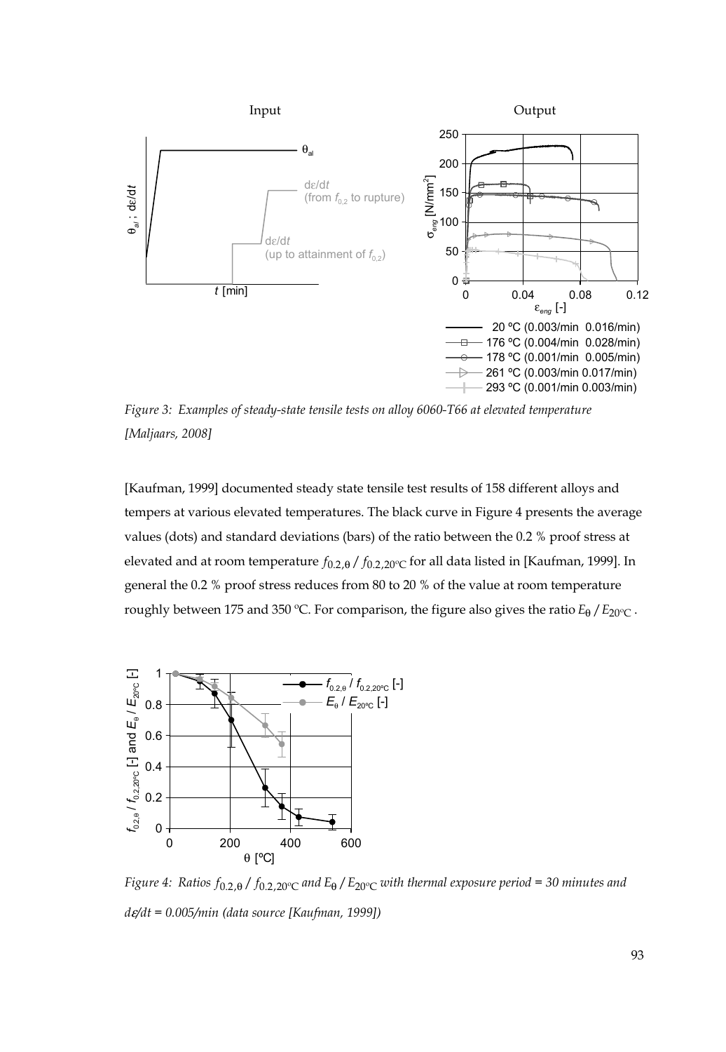*Figure 3: Examples of steady-state tensile tests on alloy 6060-T66 at elevated temperature [Maljaars, 2008]*

[Kaufman, 1999] documented steady state tensile test results of 158 different alloys and tempers at various elevated temperatures. The black curve in Figure 4 presents the average values (dots) and standard deviations (bars) of the ratio between the 0.2 % proof stress at elevated and at room temperature $f_{0.2,\theta} / f_{0.2,20^{\circ}C}$ for all data listed in [Kaufman, 1999]. In general the 0.2 % proof stress reduces from 80 to 20 % of the value at room temperature roughly between 175 and 350 ºC. For comparison, the figure also gives the ratio $E_{\theta} / E_{20^{\circ}C}$.

*Figure 4: Ratios $f_{0.2,\theta} / f_{0.2,20^{\circ}C}$ and $E_{\theta} / E_{20^{\circ}C}$ with thermal exposure period = 30 minutes and $d\varepsilon/dt$ = 0.005/min (data source [Kaufman, 1999])*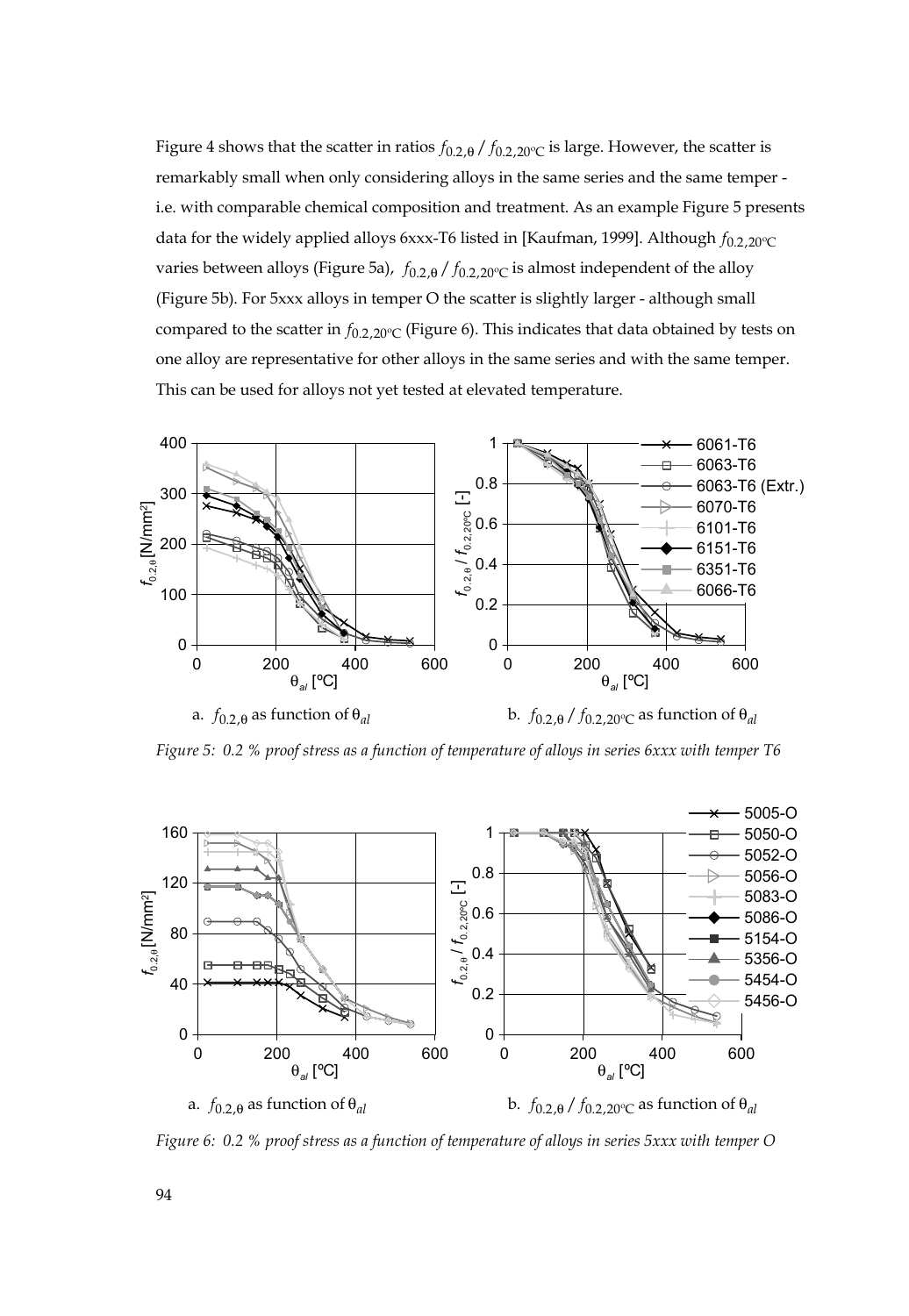Figure 4 shows that the scatter in ratios $f_{0.2,\theta} / f_{0.2,20^\circ C}$ is large. However, the scatter is remarkably small when only considering alloys in the same series and the same temper - i.e. with comparable chemical composition and treatment. As an example Figure 5 presents data for the widely applied alloys 6xxx-T6 listed in [Kaufman, 1999]. Although $f_{0.2,20^\circ C}$ varies between alloys (Figure 5a), $f_{0.2,\theta} / f_{0.2,20^\circ C}$ is almost independent of the alloy (Figure 5b). For 5xxx alloys in temper O the scatter is slightly larger - although small compared to the scatter in $f_{0.2,20^\circ C}$ (Figure 6). This indicates that data obtained by tests on one alloy are representative for other alloys in the same series and with the same temper. This can be used for alloys not yet tested at elevated temperature.

a. $f_{0.2,\theta}$ as function of $\theta_{al}$

b. $f_{0.2,\theta} / f_{0.2,20^\circ C}$ as function of $\theta_{al}$

*Figure 5: 0.2 % proof stress as a function of temperature of alloys in series 6xxx with temper T6*

a. $f_{0.2,\theta}$ as function of $\theta_{al}$

b. $f_{0.2,\theta} / f_{0.2,20^\circ C}$ as function of $\theta_{al}$

*Figure 6: 0.2 % proof stress as a function of temperature of alloys in series 5xxx with temper O*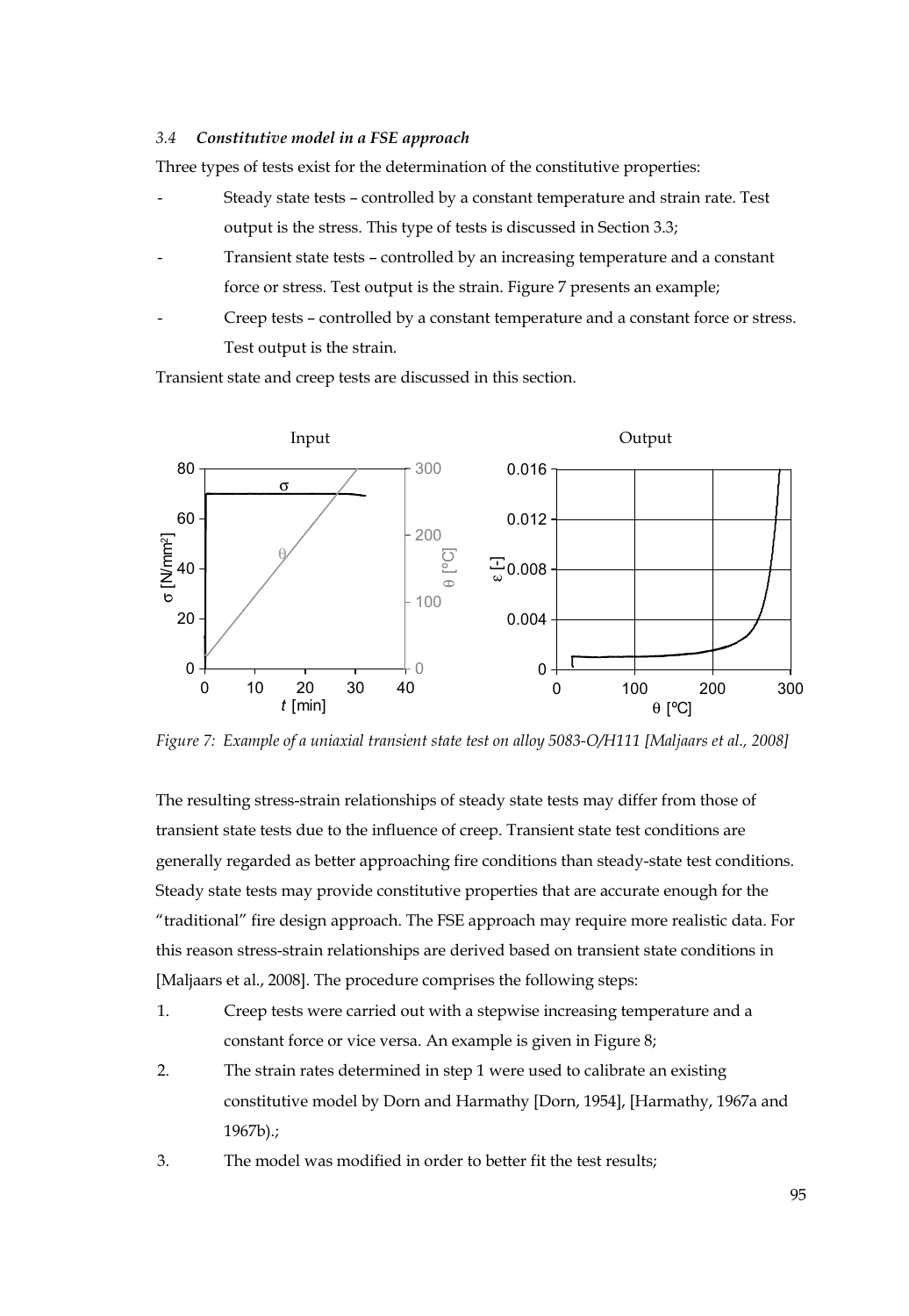### 3.4 *Constitutive model in a FSE approach*

Three types of tests exist for the determination of the constitutive properties:

- Steady state tests – controlled by a constant temperature and strain rate. Test output is the stress. This type of tests is discussed in Section 3.3;
- Transient state tests – controlled by an increasing temperature and a constant force or stress. Test output is the strain. Figure 7 presents an example;
- Creep tests – controlled by a constant temperature and a constant force or stress. Test output is the strain.

Transient state and creep tests are discussed in this section.

*Figure 7: Example of a uniaxial transient state test on alloy 5083-O/H111 [Maljaars et al., 2008]*

The resulting stress-strain relationships of steady state tests may differ from those of transient state tests due to the influence of creep. Transient state test conditions are generally regarded as better approaching fire conditions than steady-state test conditions. Steady state tests may provide constitutive properties that are accurate enough for the "traditional" fire design approach. The FSE approach may require more realistic data. For this reason stress-strain relationships are derived based on transient state conditions in [Maljaars et al., 2008]. The procedure comprises the following steps:

1. Creep tests were carried out with a stepwise increasing temperature and a constant force or vice versa. An example is given in Figure 8;
2. The strain rates determined in step 1 were used to calibrate an existing constitutive model by Dorn and Harmathy [Dorn, 1954], [Harmathy, 1967a and 1967b).;
3. The model was modified in order to better fit the test results;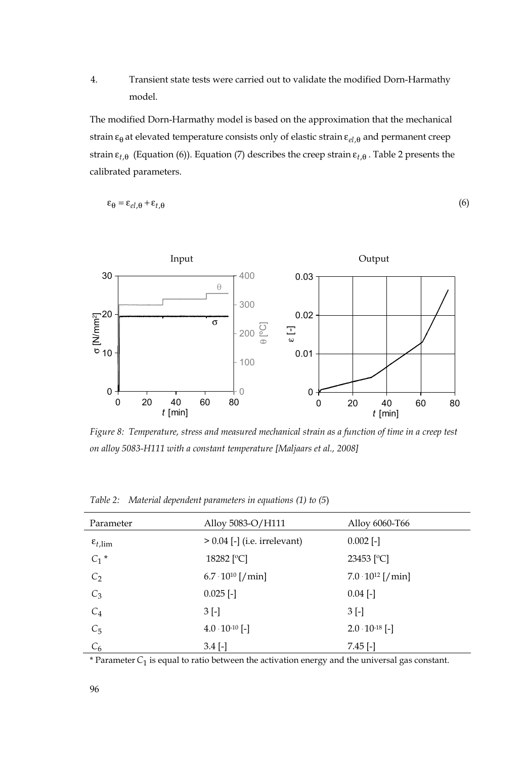4. Transient state tests were carried out to validate the modified Dorn-Harmathy model.

The modified Dorn-Harmathy model is based on the approximation that the mechanical strain $\varepsilon_\theta$ at elevated temperature consists only of elastic strain $\varepsilon_{el,\theta}$ and permanent creep strain $\varepsilon_{t,\theta}$ (Equation (6)). Equation (7) describes the creep strain $\varepsilon_{t,\theta}$. Table 2 presents the calibrated parameters.

$$\varepsilon_\theta = \varepsilon_{el,\theta} + \varepsilon_{t,\theta} \tag{6}$$

*Figure 8: Temperature, stress and measured mechanical strain as a function of time in a creep test on alloy 5083-H111 with a constant temperature [Maljaars et al., 2008]*

*Table 2: Material dependent parameters in equations (1) to (5)*

| Parameter | Alloy 5083-O/H111 | Alloy 6060-T66 |
|---|---|---|
| $\varepsilon_{t,\lim}$ | > 0.04 [-] (i.e. irrelevant) | 0.002 [-] |
| $C_1$ * | 18282 [ºC] | 23453 [ºC] |
| $C_2$ | $6.7 \cdot 10^{10}$ [/min] | $7.0 \cdot 10^{12}$ [/min] |
| $C_3$ | 0.025 [-] | 0.04 [-] |
| $C_4$ | 3 [-] | 3 [-] |
| $C_5$ | $4.0 \cdot 10^{-10}$ [-] | $2.0 \cdot 10^{-18}$ [-] |
| $C_6$ | 3.4 [-] | 7.45 [-] |

\* Parameter $C_1$ is equal to ratio between the activation energy and the universal gas constant.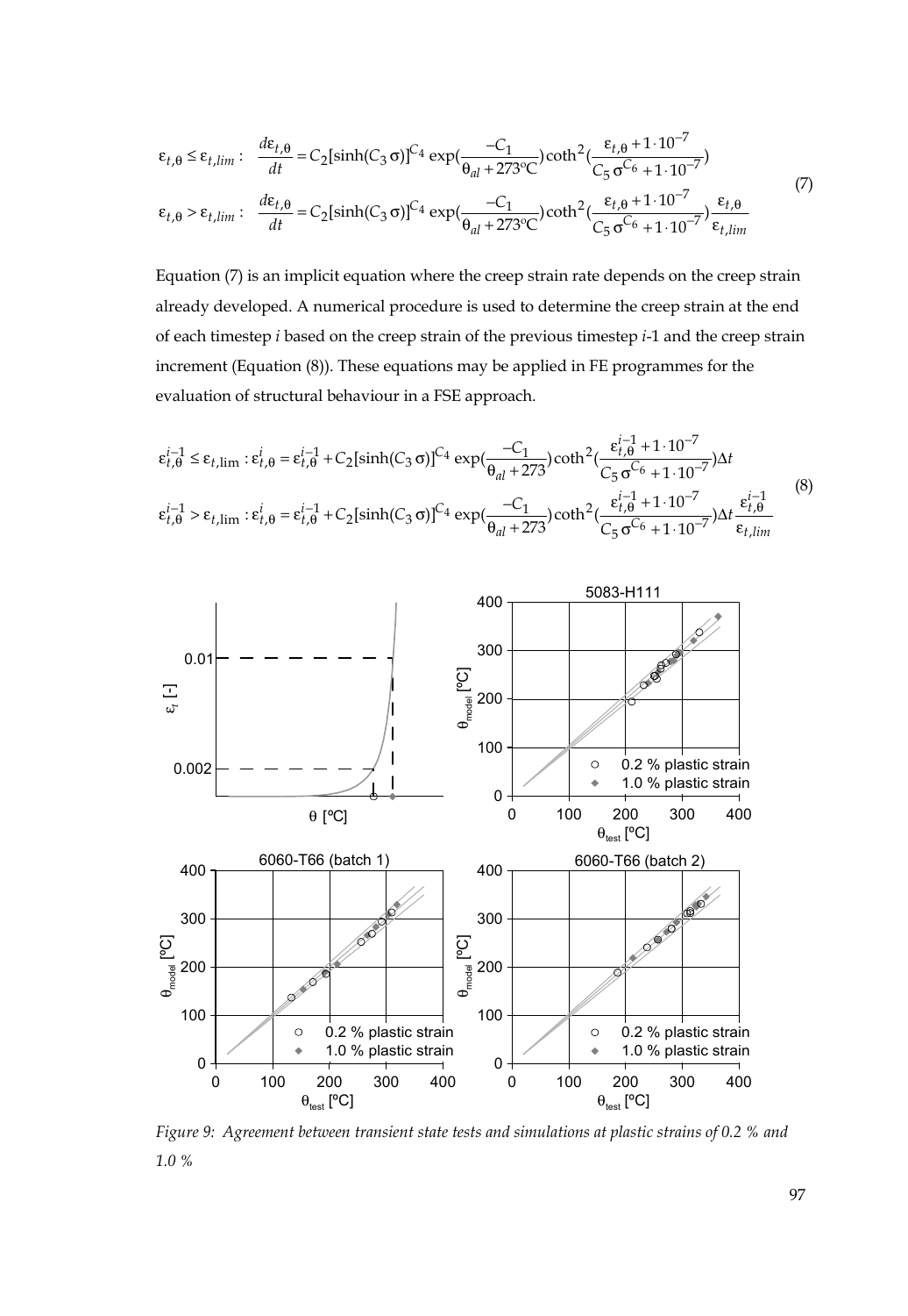$$
\begin{aligned}
\varepsilon_{t,\theta} \leq \varepsilon_{t,lim}: \quad & \frac{d\varepsilon_{t,\theta}}{dt} = C_2[\sinh(C_3\,\sigma)]^{C_4} \exp(\frac{-C_1}{\theta_{al} + 273^{\circ}\mathrm{C}}) \coth^2(\frac{\varepsilon_{t,\theta} + 1\cdot 10^{-7}}{C_5\,\sigma^{C_6} + 1\cdot 10^{-7}}) \\
\varepsilon_{t,\theta} > \varepsilon_{t,lim}: \quad & \frac{d\varepsilon_{t,\theta}}{dt} = C_2[\sinh(C_3\,\sigma)]^{C_4} \exp(\frac{-C_1}{\theta_{al} + 273^{\circ}\mathrm{C}}) \coth^2(\frac{\varepsilon_{t,\theta} + 1\cdot 10^{-7}}{C_5\,\sigma^{C_6} + 1\cdot 10^{-7}}) \frac{\varepsilon_{t,\theta}}{\varepsilon_{t,lim}}
\end{aligned}
\tag{7}
$$

Equation (7) is an implicit equation where the creep strain rate depends on the creep strain already developed. A numerical procedure is used to determine the creep strain at the end of each timestep *i* based on the creep strain of the previous timestep *i*-1 and the creep strain increment (Equation (8)). These equations may be applied in FE programmes for the evaluation of structural behaviour in a FSE approach.

$$
\begin{aligned}
\varepsilon_{t,\theta}^{i-1} \leq \varepsilon_{t,\lim}: \varepsilon_{t,\theta}^{i} &= \varepsilon_{t,\theta}^{i-1} + C_2[\sinh(C_3\,\sigma)]^{C_4} \exp(\frac{-C_1}{\theta_{al} + 273}) \coth^2(\frac{\varepsilon_{t,\theta}^{i-1} + 1\cdot 10^{-7}}{C_5\,\sigma^{C_6} + 1\cdot 10^{-7}}) \Delta t \\
\varepsilon_{t,\theta}^{i-1} > \varepsilon_{t,\lim}: \varepsilon_{t,\theta}^{i} &= \varepsilon_{t,\theta}^{i-1} + C_2[\sinh(C_3\,\sigma)]^{C_4} \exp(\frac{-C_1}{\theta_{al} + 273}) \coth^2(\frac{\varepsilon_{t,\theta}^{i-1} + 1\cdot 10^{-7}}{C_5\,\sigma^{C_6} + 1\cdot 10^{-7}}) \Delta t \frac{\varepsilon_{t,\theta}^{i-1}}{\varepsilon_{t,lim}}
\end{aligned}
\tag{8}
$$

*Figure 9: Agreement between transient state tests and simulations at plastic strains of 0.2 % and 1.0 %*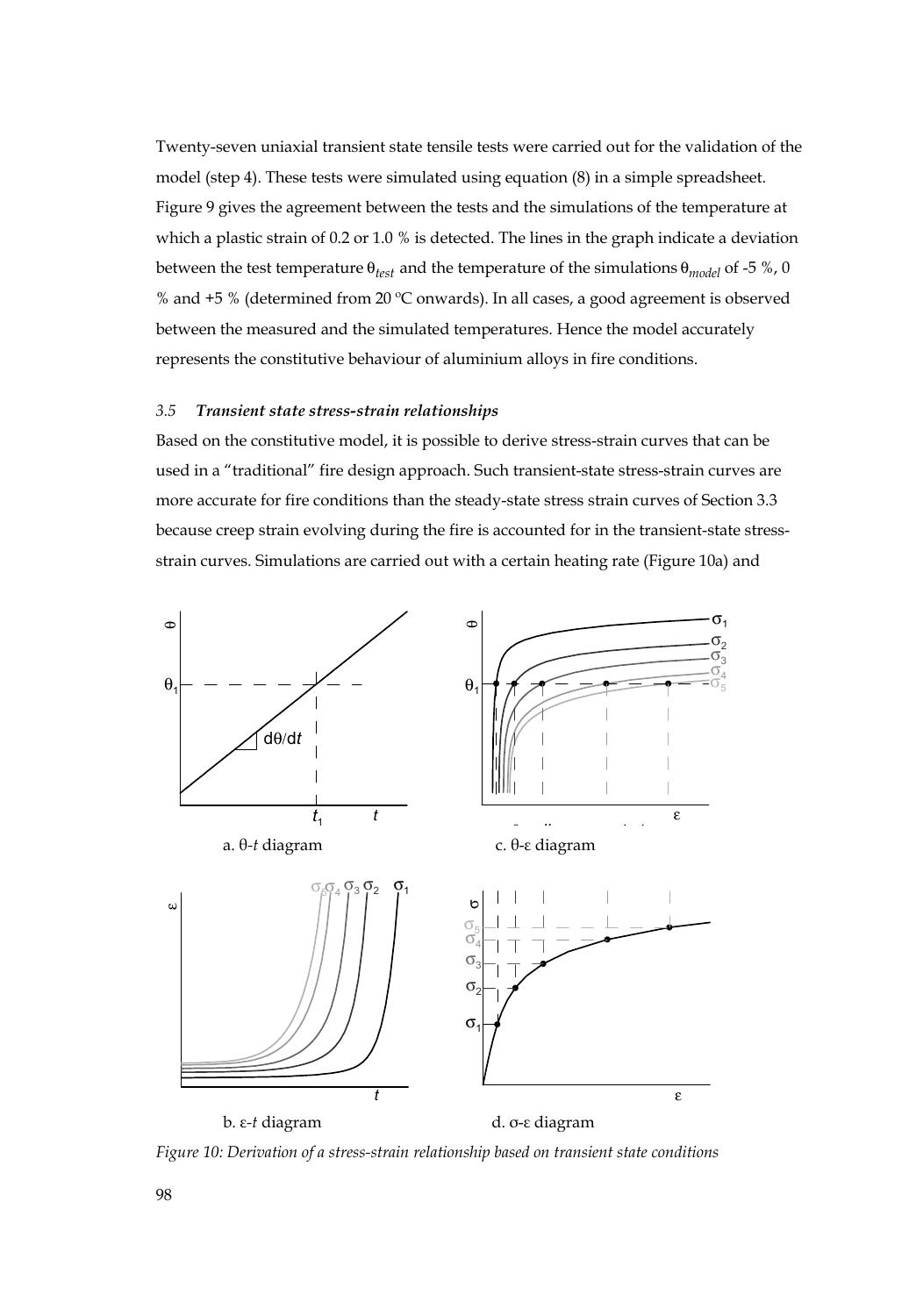Twenty-seven uniaxial transient state tensile tests were carried out for the validation of the model (step 4). These tests were simulated using equation (8) in a simple spreadsheet. Figure 9 gives the agreement between the tests and the simulations of the temperature at which a plastic strain of 0.2 or 1.0 % is detected. The lines in the graph indicate a deviation between the test temperature $\theta_{test}$ and the temperature of the simulations $\theta_{model}$ of -5 %, 0 % and +5 % (determined from 20 °C onwards). In all cases, a good agreement is observed between the measured and the simulated temperatures. Hence the model accurately represents the constitutive behaviour of aluminium alloys in fire conditions.

### *3.5 Transient state stress-strain relationships*

Based on the constitutive model, it is possible to derive stress-strain curves that can be used in a "traditional" fire design approach. Such transient-state stress-strain curves are more accurate for fire conditions than the steady-state stress strain curves of Section 3.3 because creep strain evolving during the fire is accounted for in the transient-state stress-strain curves. Simulations are carried out with a certain heating rate (Figure 10a) and

a. θ-*t* diagram

c. θ-ε diagram

b. ε-*t* diagram

d. σ-ε diagram

*Figure 10: Derivation of a stress-strain relationship based on transient state conditions*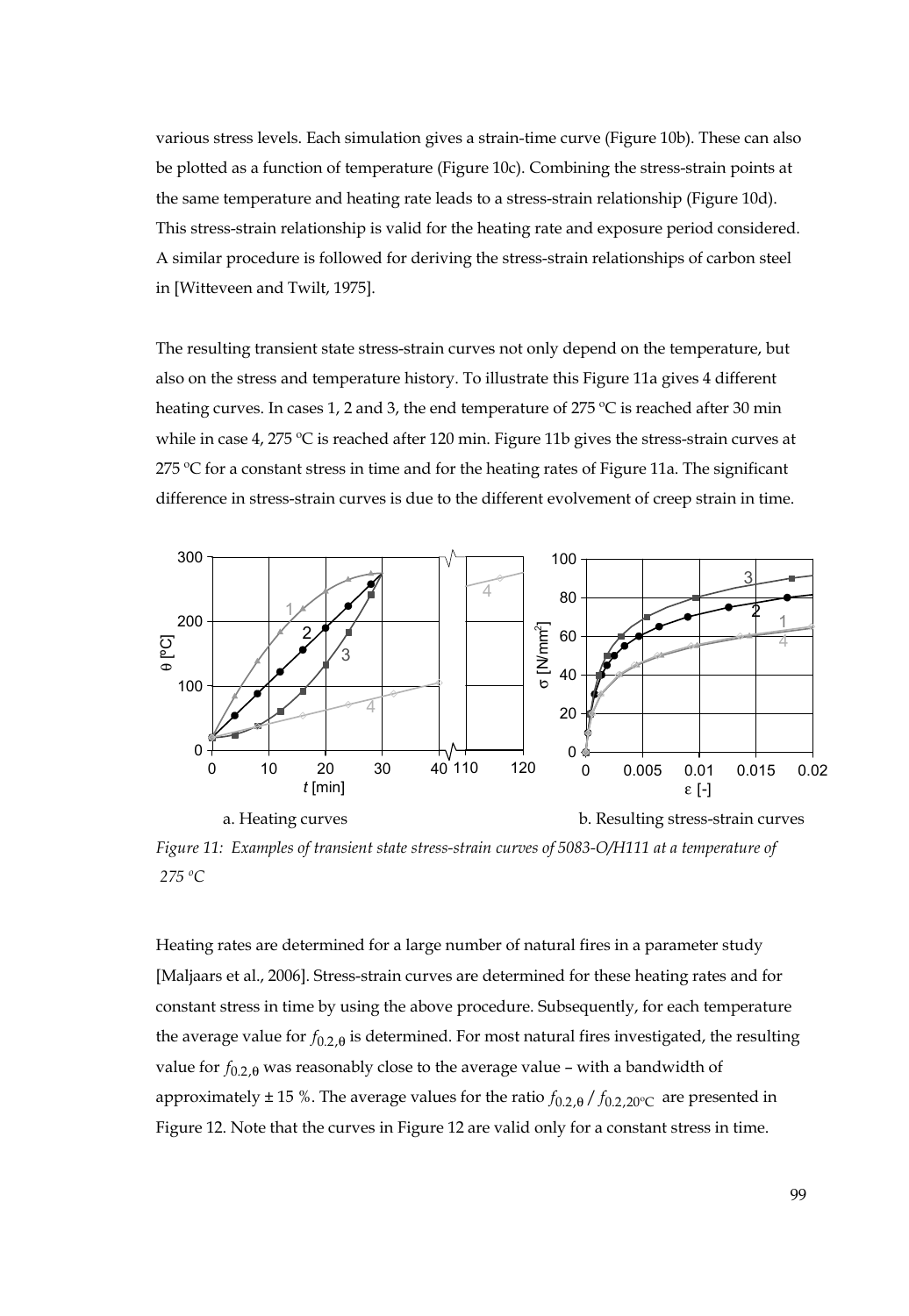various stress levels. Each simulation gives a strain-time curve (Figure 10b). These can also be plotted as a function of temperature (Figure 10c). Combining the stress-strain points at the same temperature and heating rate leads to a stress-strain relationship (Figure 10d). This stress-strain relationship is valid for the heating rate and exposure period considered. A similar procedure is followed for deriving the stress-strain relationships of carbon steel in [Witteveen and Twilt, 1975].

The resulting transient state stress-strain curves not only depend on the temperature, but also on the stress and temperature history. To illustrate this Figure 11a gives 4 different heating curves. In cases 1, 2 and 3, the end temperature of 275 ºC is reached after 30 min while in case 4, 275 ºC is reached after 120 min. Figure 11b gives the stress-strain curves at 275 ºC for a constant stress in time and for the heating rates of Figure 11a. The significant difference in stress-strain curves is due to the different evolvement of creep strain in time.

a. Heating curves  b. Resulting stress-strain curves

*Figure 11: Examples of transient state stress-strain curves of 5083-O/H111 at a temperature of 275 ºC*

Heating rates are determined for a large number of natural fires in a parameter study [Maljaars et al., 2006]. Stress-strain curves are determined for these heating rates and for constant stress in time by using the above procedure. Subsequently, for each temperature the average value for $f_{0.2,\theta}$ is determined. For most natural fires investigated, the resulting value for $f_{0.2,\theta}$ was reasonably close to the average value – with a bandwidth of approximately ± 15 %. The average values for the ratio $f_{0.2,\theta} / f_{0.2,20^{\circ}C}$ are presented in Figure 12. Note that the curves in Figure 12 are valid only for a constant stress in time.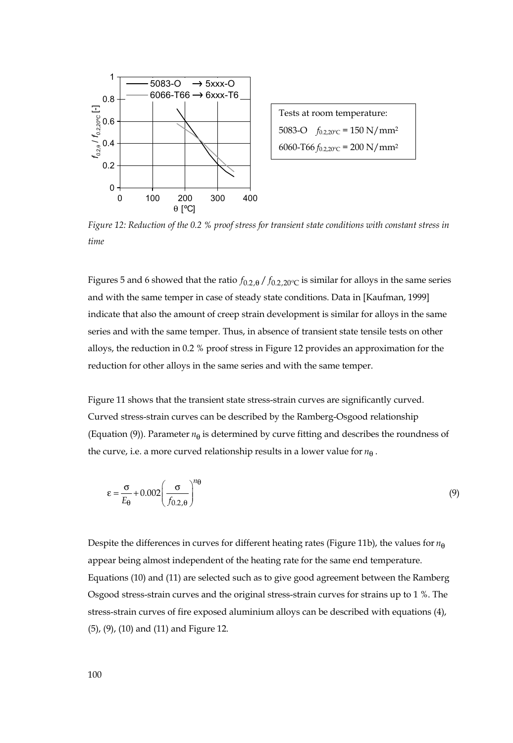Tests at room temperature:

5083-O $f_{0.2,20°C}$ = 150 N/mm²

6060-T66 $f_{0.2,20°C}$ = 200 N/mm²

*Figure 12: Reduction of the 0.2 % proof stress for transient state conditions with constant stress in time*

Figures 5 and 6 showed that the ratio $f_{0.2,\theta} / f_{0.2,20°C}$ is similar for alloys in the same series and with the same temper in case of steady state conditions. Data in [Kaufman, 1999] indicate that also the amount of creep strain development is similar for alloys in the same series and with the same temper. Thus, in absence of transient state tensile tests on other alloys, the reduction in 0.2 % proof stress in Figure 12 provides an approximation for the reduction for other alloys in the same series and with the same temper.

Figure 11 shows that the transient state stress-strain curves are significantly curved. Curved stress-strain curves can be described by the Ramberg-Osgood relationship (Equation (9)). Parameter $n_\theta$ is determined by curve fitting and describes the roundness of the curve, i.e. a more curved relationship results in a lower value for $n_\theta$.

$$\varepsilon = \frac{\sigma}{E_\theta} + 0.002\left(\frac{\sigma}{f_{0.2,\theta}}\right)^{n_\theta} \tag{9}$$

Despite the differences in curves for different heating rates (Figure 11b), the values for $n_\theta$ appear being almost independent of the heating rate for the same end temperature. Equations (10) and (11) are selected such as to give good agreement between the Ramberg Osgood stress-strain curves and the original stress-strain curves for strains up to 1 %. The stress-strain curves of fire exposed aluminium alloys can be described with equations (4), (5), (9), (10) and (11) and Figure 12.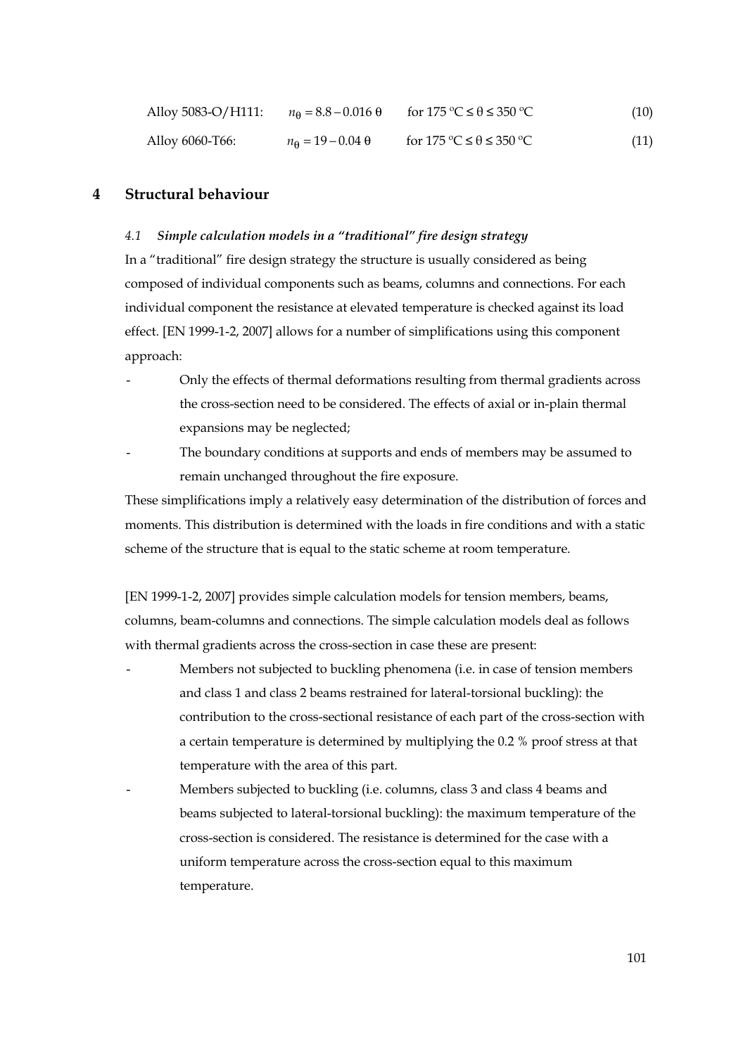Alloy 5083-O/H111: $n_\theta = 8.8 - 0.016\,\theta$ for $175\ ^\circ\text{C} \leq \theta \leq 350\ ^\circ\text{C}$ (10)

Alloy 6060-T66: $n_\theta = 19 - 0.04\,\theta$ for $175\ ^\circ\text{C} \leq \theta \leq 350\ ^\circ\text{C}$ (11)

## 4 Structural behaviour

### *4.1 Simple calculation models in a "traditional" fire design strategy*

In a "traditional" fire design strategy the structure is usually considered as being composed of individual components such as beams, columns and connections. For each individual component the resistance at elevated temperature is checked against its load effect. [EN 1999-1-2, 2007] allows for a number of simplifications using this component approach:

- Only the effects of thermal deformations resulting from thermal gradients across the cross-section need to be considered. The effects of axial or in-plain thermal expansions may be neglected;
- The boundary conditions at supports and ends of members may be assumed to remain unchanged throughout the fire exposure.

These simplifications imply a relatively easy determination of the distribution of forces and moments. This distribution is determined with the loads in fire conditions and with a static scheme of the structure that is equal to the static scheme at room temperature.

[EN 1999-1-2, 2007] provides simple calculation models for tension members, beams, columns, beam-columns and connections. The simple calculation models deal as follows with thermal gradients across the cross-section in case these are present:

- Members not subjected to buckling phenomena (i.e. in case of tension members and class 1 and class 2 beams restrained for lateral-torsional buckling): the contribution to the cross-sectional resistance of each part of the cross-section with a certain temperature is determined by multiplying the 0.2 % proof stress at that temperature with the area of this part.
- Members subjected to buckling (i.e. columns, class 3 and class 4 beams and beams subjected to lateral-torsional buckling): the maximum temperature of the cross-section is considered. The resistance is determined for the case with a uniform temperature across the cross-section equal to this maximum temperature.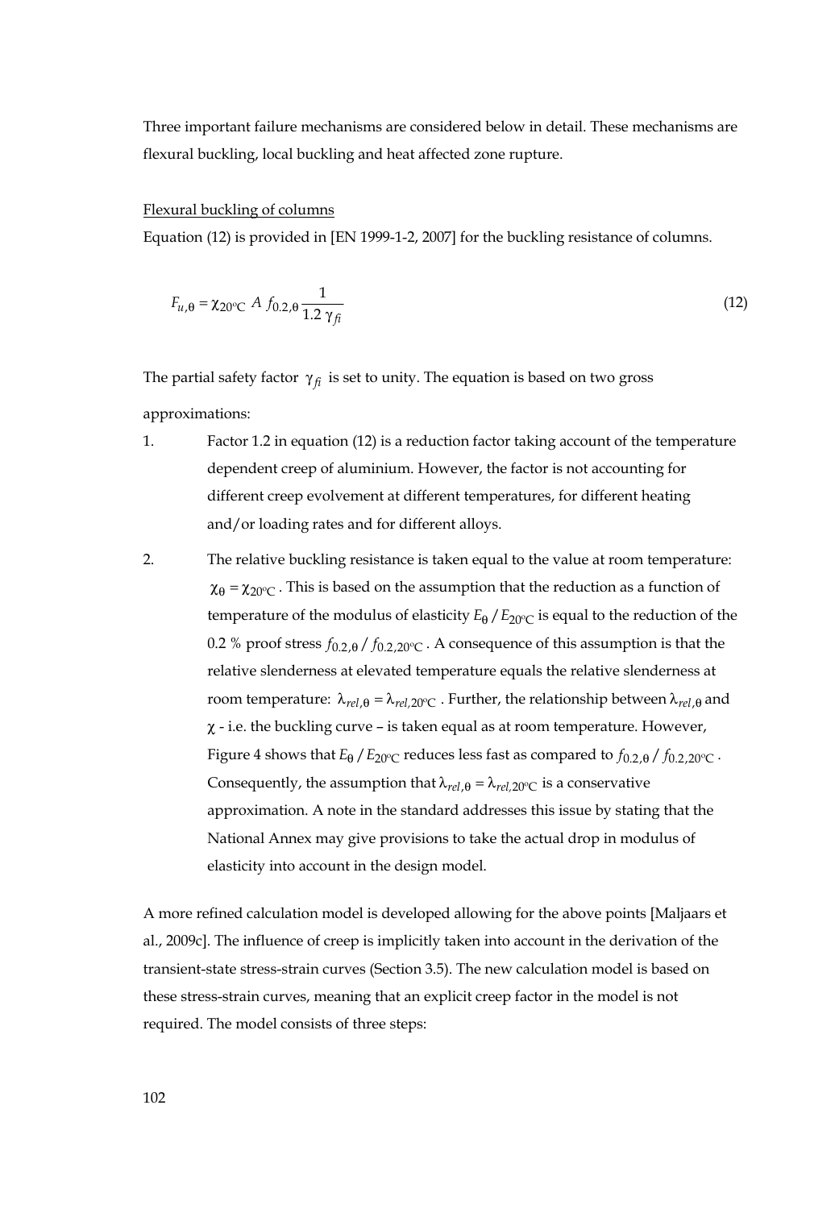Three important failure mechanisms are considered below in detail. These mechanisms are flexural buckling, local buckling and heat affected zone rupture.

Flexural buckling of columns

Equation (12) is provided in [EN 1999-1-2, 2007] for the buckling resistance of columns.

$$F_{u,\theta} = \chi_{20^{\circ}\mathrm{C}}\ A\ f_{0.2,\theta} \frac{1}{1.2\ \gamma_{fi}} \tag{12}$$

The partial safety factor $\gamma_{fi}$ is set to unity. The equation is based on two gross approximations:

1. Factor 1.2 in equation (12) is a reduction factor taking account of the temperature dependent creep of aluminium. However, the factor is not accounting for different creep evolvement at different temperatures, for different heating and/or loading rates and for different alloys.
2. The relative buckling resistance is taken equal to the value at room temperature: $\chi_{\theta} = \chi_{20^{\circ}\mathrm{C}}$. This is based on the assumption that the reduction as a function of temperature of the modulus of elasticity $E_{\theta} / E_{20^{\circ}\mathrm{C}}$ is equal to the reduction of the 0.2 % proof stress $f_{0.2,\theta} / f_{0.2,20^{\circ}\mathrm{C}}$. A consequence of this assumption is that the relative slenderness at elevated temperature equals the relative slenderness at room temperature: $\lambda_{rel,\theta} = \lambda_{rel,20^{\circ}\mathrm{C}}$. Further, the relationship between $\lambda_{rel,\theta}$ and $\chi$ - i.e. the buckling curve – is taken equal as at room temperature. However, Figure 4 shows that $E_{\theta} / E_{20^{\circ}\mathrm{C}}$ reduces less fast as compared to $f_{0.2,\theta} / f_{0.2,20^{\circ}\mathrm{C}}$. Consequently, the assumption that $\lambda_{rel,\theta} = \lambda_{rel,20^{\circ}\mathrm{C}}$ is a conservative approximation. A note in the standard addresses this issue by stating that the National Annex may give provisions to take the actual drop in modulus of elasticity into account in the design model.

A more refined calculation model is developed allowing for the above points [Maljaars et al., 2009c]. The influence of creep is implicitly taken into account in the derivation of the transient-state stress-strain curves (Section 3.5). The new calculation model is based on these stress-strain curves, meaning that an explicit creep factor in the model is not required. The model consists of three steps: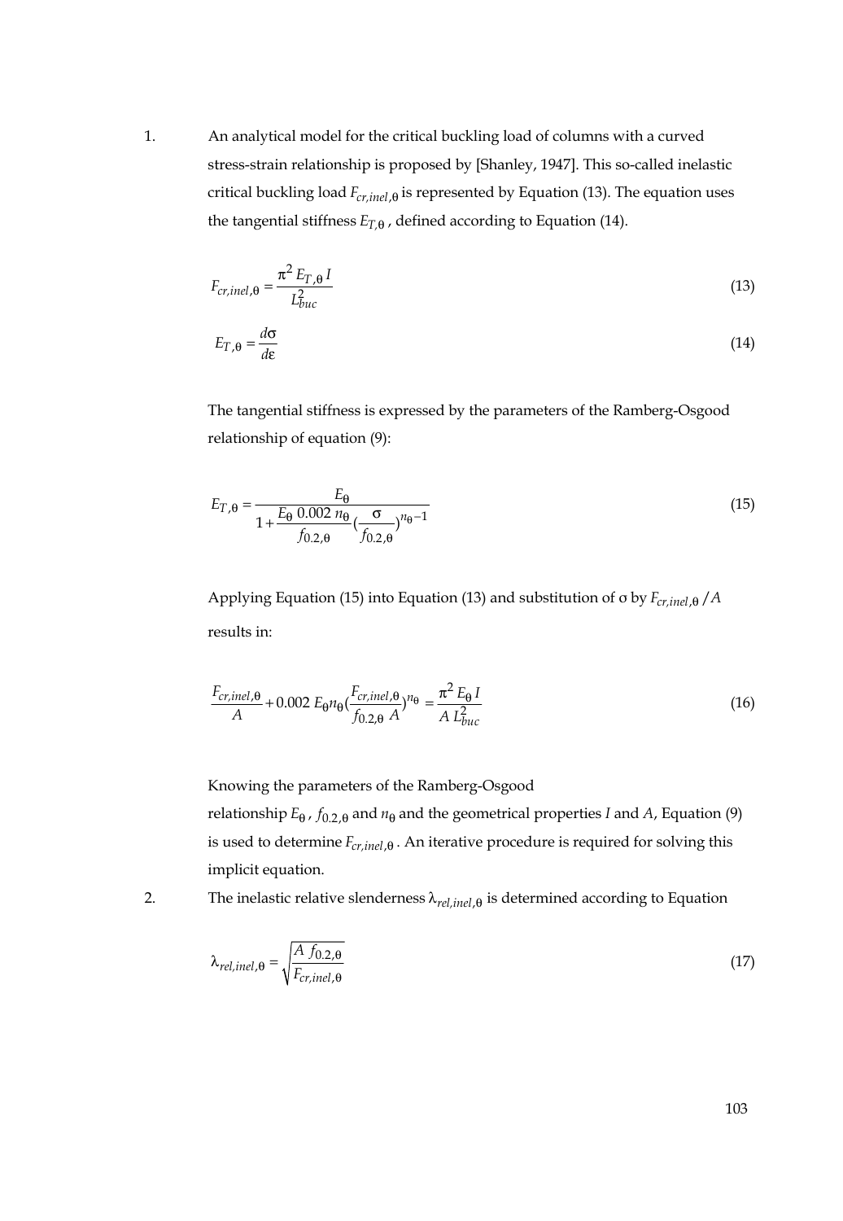1. An analytical model for the critical buckling load of columns with a curved stress-strain relationship is proposed by [Shanley, 1947]. This so-called inelastic critical buckling load $F_{cr,inel,\theta}$ is represented by Equation (13). The equation uses the tangential stiffness $E_{T,\theta}$, defined according to Equation (14).

$$F_{cr,inel,\theta} = \frac{\pi^2 E_{T,\theta} I}{L_{buc}^2} \tag{13}$$

$$E_{T,\theta} = \frac{d\sigma}{d\varepsilon} \tag{14}$$

The tangential stiffness is expressed by the parameters of the Ramberg-Osgood relationship of equation (9):

$$E_{T,\theta} = \frac{E_\theta}{1 + \frac{E_\theta \, 0.002 \, n_\theta}{f_{0.2,\theta}} (\frac{\sigma}{f_{0.2,\theta}})^{n_\theta - 1}} \tag{15}$$

Applying Equation (15) into Equation (13) and substitution of σ by $F_{cr,inel,\theta} / A$ results in:

$$\frac{F_{cr,inel,\theta}}{A} + 0.002 \, E_\theta n_\theta (\frac{F_{cr,inel,\theta}}{f_{0.2,\theta} \, A})^{n_\theta} = \frac{\pi^2 E_\theta I}{A \, L_{buc}^2} \tag{16}$$

Knowing the parameters of the Ramberg-Osgood relationship $E_\theta$, $f_{0.2,\theta}$ and $n_\theta$ and the geometrical properties $I$ and $A$, Equation (9) is used to determine $F_{cr,inel,\theta}$. An iterative procedure is required for solving this implicit equation.

2. The inelastic relative slenderness $\lambda_{rel,inel,\theta}$ is determined according to Equation

$$\lambda_{rel,inel,\theta} = \sqrt{\frac{A \, f_{0.2,\theta}}{F_{cr,inel,\theta}}} \tag{17}$$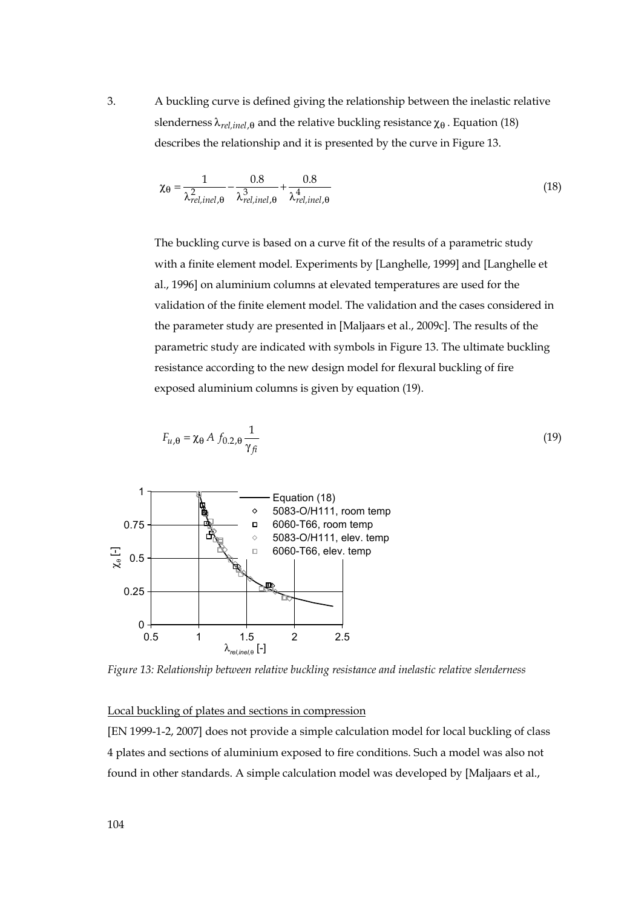3. A buckling curve is defined giving the relationship between the inelastic relative slenderness $\lambda_{rel,inel,\theta}$ and the relative buckling resistance $\chi_\theta$. Equation (18) describes the relationship and it is presented by the curve in Figure 13.

$$\chi_\theta = \frac{1}{\lambda_{rel,inel,\theta}^2} - \frac{0.8}{\lambda_{rel,inel,\theta}^3} + \frac{0.8}{\lambda_{rel,inel,\theta}^4} \tag{18}$$

The buckling curve is based on a curve fit of the results of a parametric study with a finite element model. Experiments by [Langhelle, 1999] and [Langhelle et al., 1996] on aluminium columns at elevated temperatures are used for the validation of the finite element model. The validation and the cases considered in the parameter study are presented in [Maljaars et al., 2009c]. The results of the parametric study are indicated with symbols in Figure 13. The ultimate buckling resistance according to the new design model for flexural buckling of fire exposed aluminium columns is given by equation (19).

$$F_{u,\theta} = \chi_\theta \, A \, f_{0.2,\theta} \frac{1}{\gamma_{fi}} \tag{19}$$

*Figure 13: Relationship between relative buckling resistance and inelastic relative slenderness*

Local buckling of plates and sections in compression

[EN 1999-1-2, 2007] does not provide a simple calculation model for local buckling of class 4 plates and sections of aluminium exposed to fire conditions. Such a model was also not found in other standards. A simple calculation model was developed by [Maljaars et al.,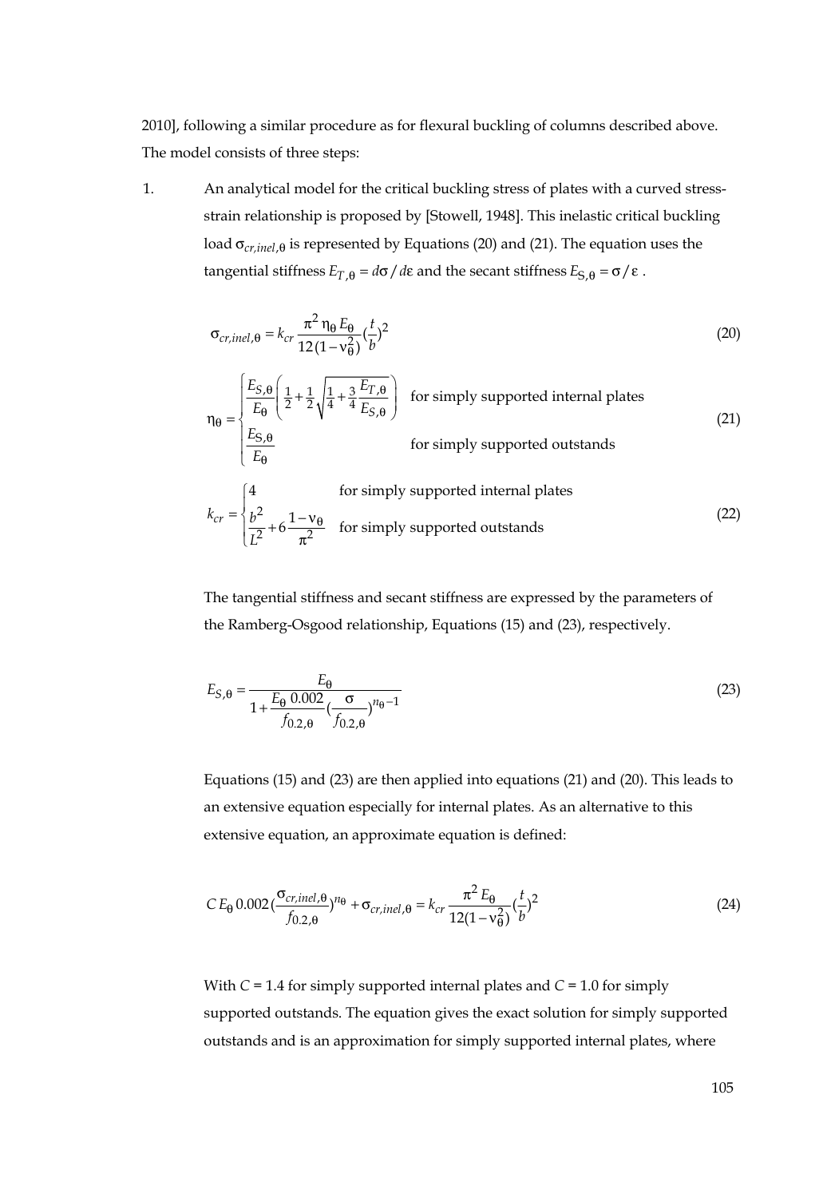2010], following a similar procedure as for flexural buckling of columns described above. The model consists of three steps:

1. An analytical model for the critical buckling stress of plates with a curved stress-strain relationship is proposed by [Stowell, 1948]. This inelastic critical buckling load $\sigma_{cr,inel,\theta}$ is represented by Equations (20) and (21). The equation uses the tangential stiffness $E_{T,\theta} = d\sigma / d\varepsilon$ and the secant stiffness $E_{S,\theta} = \sigma / \varepsilon$.

$$\sigma_{cr,inel,\theta} = k_{cr} \frac{\pi^2 \eta_\theta E_\theta}{12(1-\nu_\theta^2)} (\frac{t}{b})^2 \tag{20}$$

$$\eta_\theta = \begin{cases} \dfrac{E_{S,\theta}}{E_\theta} \left( \frac{1}{2} + \frac{1}{2}\sqrt{\frac{1}{4} + \frac{3}{4}\dfrac{E_{T,\theta}}{E_{S,\theta}}} \right) & \text{for simply supported internal plates} \\ \dfrac{E_{S,\theta}}{E_\theta} & \text{for simply supported outstands} \end{cases} \tag{21}$$

$$k_{cr} = \begin{cases} 4 & \text{for simply supported internal plates} \\ \dfrac{b^2}{L^2} + 6\dfrac{1-\nu_\theta}{\pi^2} & \text{for simply supported outstands} \end{cases} \tag{22}$$

The tangential stiffness and secant stiffness are expressed by the parameters of the Ramberg-Osgood relationship, Equations (15) and (23), respectively.

$$E_{S,\theta} = \frac{E_\theta}{1 + \dfrac{E_\theta \, 0.002}{f_{0.2,\theta}} (\dfrac{\sigma}{f_{0.2,\theta}})^{n_\theta - 1}} \tag{23}$$

Equations (15) and (23) are then applied into equations (21) and (20). This leads to an extensive equation especially for internal plates. As an alternative to this extensive equation, an approximate equation is defined:

$$C\, E_\theta \, 0.002 (\frac{\sigma_{cr,inel,\theta}}{f_{0.2,\theta}})^{n_\theta} + \sigma_{cr,inel,\theta} = k_{cr} \frac{\pi^2 E_\theta}{12(1-\nu_\theta^2)} (\frac{t}{b})^2 \tag{24}$$

With $C$ = 1.4 for simply supported internal plates and $C$ = 1.0 for simply supported outstands. The equation gives the exact solution for simply supported outstands and is an approximation for simply supported internal plates, where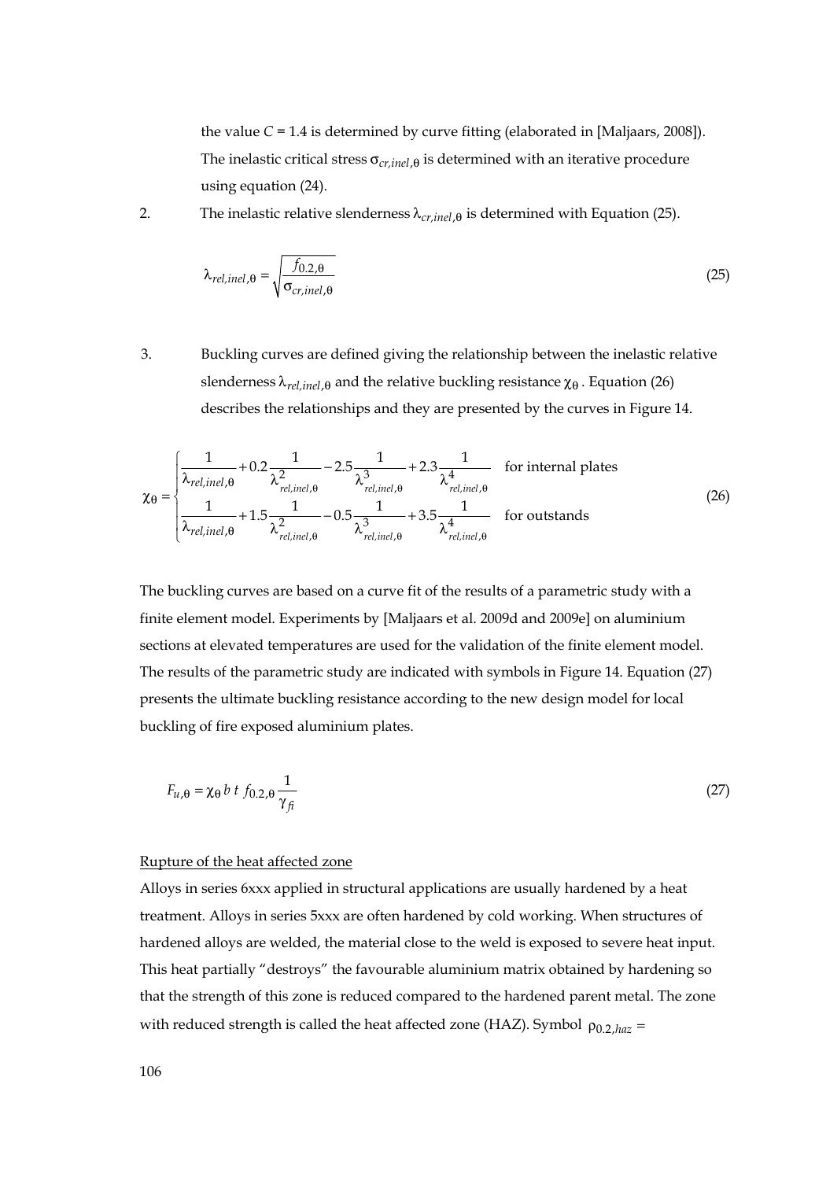the value $C$ = 1.4 is determined by curve fitting (elaborated in [Maljaars, 2008]). The inelastic critical stress $\sigma_{cr,inel,\theta}$ is determined with an iterative procedure using equation (24).

2. The inelastic relative slenderness $\lambda_{cr,inel,\theta}$ is determined with Equation (25).

$$\lambda_{rel,inel,\theta} = \sqrt{\frac{f_{0.2,\theta}}{\sigma_{cr,inel,\theta}}} \tag{25}$$

3. Buckling curves are defined giving the relationship between the inelastic relative slenderness $\lambda_{rel,inel,\theta}$ and the relative buckling resistance $\chi_\theta$ . Equation (26) describes the relationships and they are presented by the curves in Figure 14.

$$\chi_\theta = \begin{cases} \dfrac{1}{\lambda_{rel,inel,\theta}} + 0.2\dfrac{1}{\lambda^2_{rel,inel,\theta}} - 2.5\dfrac{1}{\lambda^3_{rel,inel,\theta}} + 2.3\dfrac{1}{\lambda^4_{rel,inel,\theta}} & \text{for internal plates} \\ \dfrac{1}{\lambda_{rel,inel,\theta}} + 1.5\dfrac{1}{\lambda^2_{rel,inel,\theta}} - 0.5\dfrac{1}{\lambda^3_{rel,inel,\theta}} + 3.5\dfrac{1}{\lambda^4_{rel,inel,\theta}} & \text{for outstands} \end{cases} \tag{26}$$

The buckling curves are based on a curve fit of the results of a parametric study with a finite element model. Experiments by [Maljaars et al. 2009d and 2009e] on aluminium sections at elevated temperatures are used for the validation of the finite element model. The results of the parametric study are indicated with symbols in Figure 14. Equation (27) presents the ultimate buckling resistance according to the new design model for local buckling of fire exposed aluminium plates.

$$F_{u,\theta} = \chi_\theta \, b \; t \; f_{0.2,\theta} \frac{1}{\gamma_{fi}} \tag{27}$$

Rupture of the heat affected zone

Alloys in series 6xxx applied in structural applications are usually hardened by a heat treatment. Alloys in series 5xxx are often hardened by cold working. When structures of hardened alloys are welded, the material close to the weld is exposed to severe heat input. This heat partially "destroys" the favourable aluminium matrix obtained by hardening so that the strength of this zone is reduced compared to the hardened parent metal. The zone with reduced strength is called the heat affected zone (HAZ). Symbol $\rho_{0.2,haz}$ =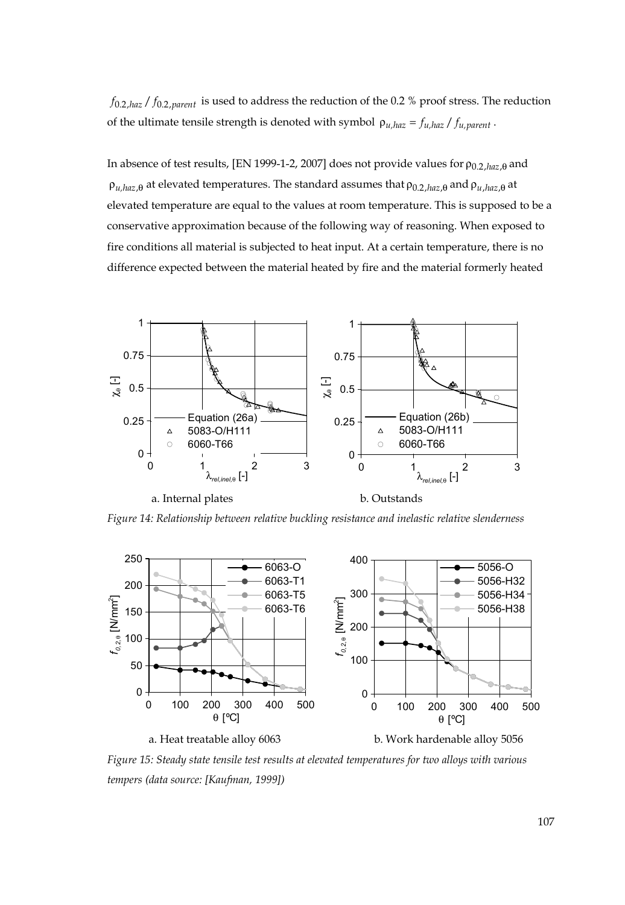$f_{0.2,haz} / f_{0.2,parent}$ is used to address the reduction of the 0.2 % proof stress. The reduction of the ultimate tensile strength is denoted with symbol $\rho_{u,haz} = f_{u,haz} / f_{u,parent}$.

In absence of test results, [EN 1999-1-2, 2007] does not provide values for $\rho_{0.2,haz,\theta}$ and $\rho_{u,haz,\theta}$ at elevated temperatures. The standard assumes that $\rho_{0.2,haz,\theta}$ and $\rho_{u,haz,\theta}$ at elevated temperature are equal to the values at room temperature. This is supposed to be a conservative approximation because of the following way of reasoning. When exposed to fire conditions all material is subjected to heat input. At a certain temperature, there is no difference expected between the material heated by fire and the material formerly heated

a. Internal plates　　　b. Outstands

*Figure 14: Relationship between relative buckling resistance and inelastic relative slenderness*

a. Heat treatable alloy 6063　　　b. Work hardenable alloy 5056

*Figure 15: Steady state tensile test results at elevated temperatures for two alloys with various tempers (data source: [Kaufman, 1999])*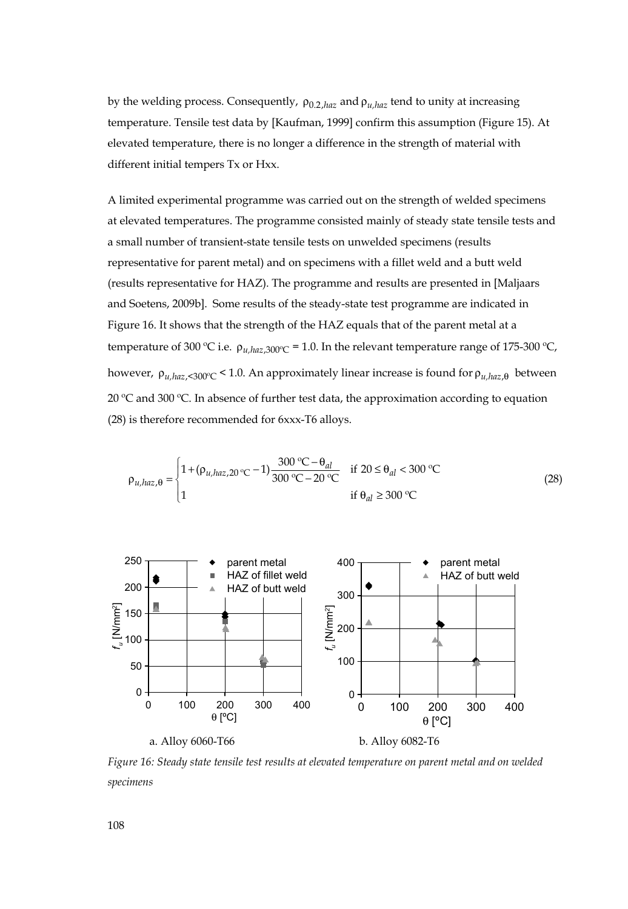by the welding process. Consequently, $\rho_{0.2,haz}$ and $\rho_{u,haz}$ tend to unity at increasing temperature. Tensile test data by [Kaufman, 1999] confirm this assumption (Figure 15). At elevated temperature, there is no longer a difference in the strength of material with different initial tempers Tx or Hxx.

A limited experimental programme was carried out on the strength of welded specimens at elevated temperatures. The programme consisted mainly of steady state tensile tests and a small number of transient-state tensile tests on unwelded specimens (results representative for parent metal) and on specimens with a fillet weld and a butt weld (results representative for HAZ). The programme and results are presented in [Maljaars and Soetens, 2009b]. Some results of the steady-state test programme are indicated in Figure 16. It shows that the strength of the HAZ equals that of the parent metal at a temperature of 300 ºC i.e. $\rho_{u,haz,300^{\circ}\mathrm{C}} = 1.0$. In the relevant temperature range of 175-300 ºC, however, $\rho_{u,haz,<300^{\circ}\mathrm{C}} < 1.0$. An approximately linear increase is found for $\rho_{u,haz,\theta}$ between 20 ºC and 300 ºC. In absence of further test data, the approximation according to equation (28) is therefore recommended for 6xxx-T6 alloys.

$$\rho_{u,haz,\theta} = \begin{cases} 1 + (\rho_{u,haz,20\,^{\circ}\mathrm{C}} - 1)\dfrac{300\,^{\circ}\mathrm{C} - \theta_{al}}{300\,^{\circ}\mathrm{C} - 20\,^{\circ}\mathrm{C}} & \text{if } 20 \le \theta_{al} < 300\,^{\circ}\mathrm{C} \\ 1 & \text{if } \theta_{al} \ge 300\,^{\circ}\mathrm{C} \end{cases} \tag{28}$$

a. Alloy 6060-T66 b. Alloy 6082-T6

*Figure 16: Steady state tensile test results at elevated temperature on parent metal and on welded specimens*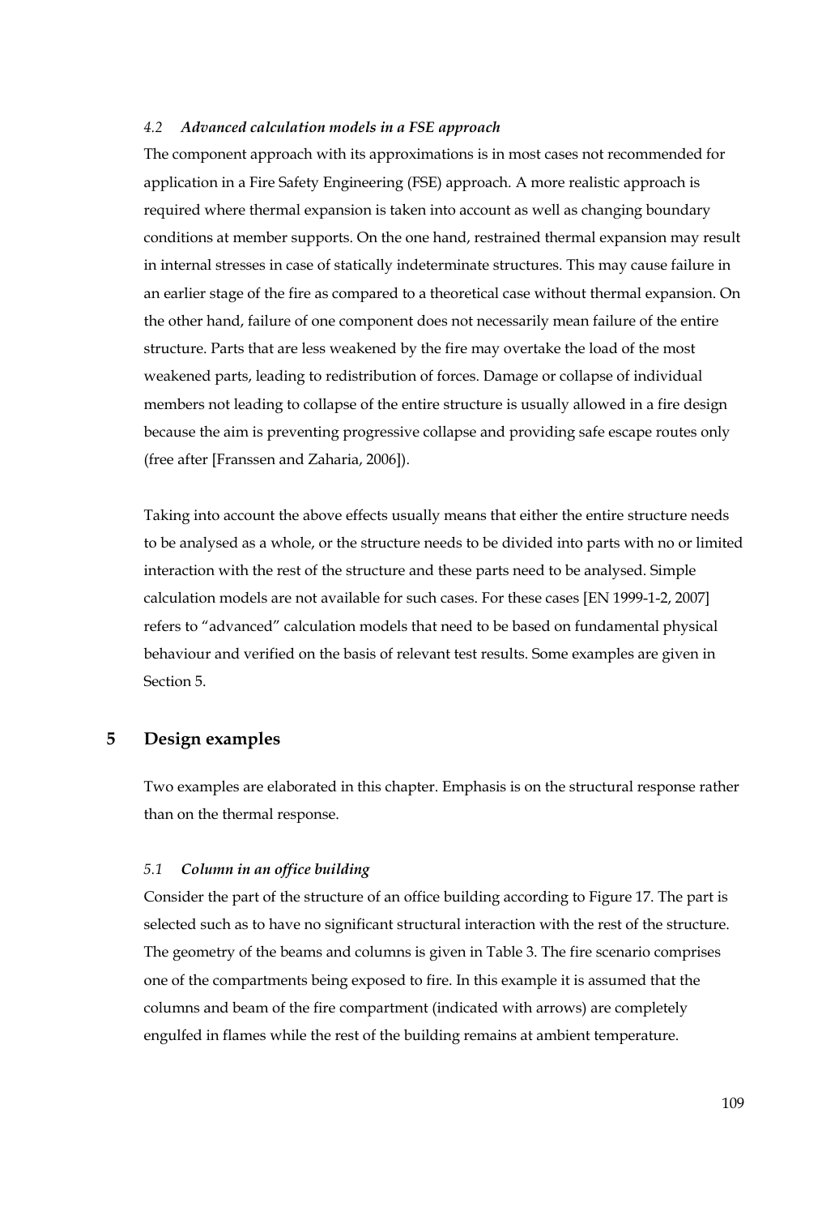### 4.2 *Advanced calculation models in a FSE approach*

The component approach with its approximations is in most cases not recommended for application in a Fire Safety Engineering (FSE) approach. A more realistic approach is required where thermal expansion is taken into account as well as changing boundary conditions at member supports. On the one hand, restrained thermal expansion may result in internal stresses in case of statically indeterminate structures. This may cause failure in an earlier stage of the fire as compared to a theoretical case without thermal expansion. On the other hand, failure of one component does not necessarily mean failure of the entire structure. Parts that are less weakened by the fire may overtake the load of the most weakened parts, leading to redistribution of forces. Damage or collapse of individual members not leading to collapse of the entire structure is usually allowed in a fire design because the aim is preventing progressive collapse and providing safe escape routes only (free after [Franssen and Zaharia, 2006]).

Taking into account the above effects usually means that either the entire structure needs to be analysed as a whole, or the structure needs to be divided into parts with no or limited interaction with the rest of the structure and these parts need to be analysed. Simple calculation models are not available for such cases. For these cases [EN 1999-1-2, 2007] refers to "advanced" calculation models that need to be based on fundamental physical behaviour and verified on the basis of relevant test results. Some examples are given in Section 5.

## 5 Design examples

Two examples are elaborated in this chapter. Emphasis is on the structural response rather than on the thermal response.

### 5.1 *Column in an office building*

Consider the part of the structure of an office building according to Figure 17. The part is selected such as to have no significant structural interaction with the rest of the structure. The geometry of the beams and columns is given in Table 3. The fire scenario comprises one of the compartments being exposed to fire. In this example it is assumed that the columns and beam of the fire compartment (indicated with arrows) are completely engulfed in flames while the rest of the building remains at ambient temperature.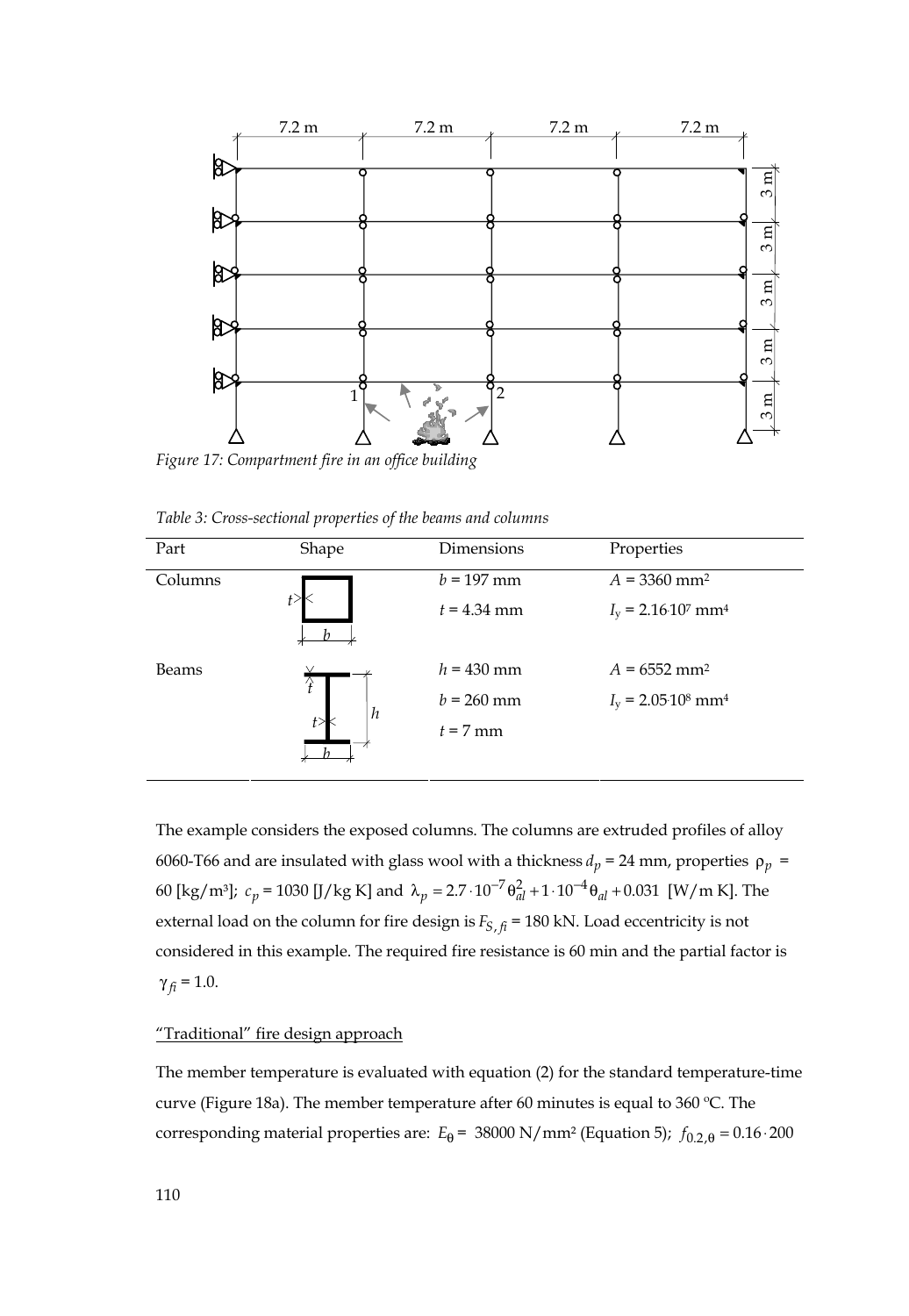*Figure 17: Compartment fire in an office building*

*Table 3: Cross-sectional properties of the beams and columns*

| Part | Shape | Dimensions | Properties |
|---|---|---|---|
| Columns | | $b$ = 197 mm<br>$t$ = 4.34 mm | $A$ = 3360 mm² <br>$I_y$ = 2.16·10⁷ mm⁴ |
| Beams | | $h$ = 430 mm<br>$b$ = 260 mm<br>$t$ = 7 mm | $A$ = 6552 mm² <br>$I_y$ = 2.05·10⁸ mm⁴ |

The example considers the exposed columns. The columns are extruded profiles of alloy 6060-T66 and are insulated with glass wool with a thickness $d_p$ = 24 mm, properties $\rho_p$ = 60 [kg/m³]; $c_p$ = 1030 [J/kg K] and $\lambda_p = 2.7 \cdot 10^{-7} \theta_{al}^2 + 1 \cdot 10^{-4} \theta_{al} + 0.031$ [W/m K]. The external load on the column for fire design is $F_{S,fi}$ = 180 kN. Load eccentricity is not considered in this example. The required fire resistance is 60 min and the partial factor is $\gamma_{fi}$ = 1.0.

"Traditional" fire design approach

The member temperature is evaluated with equation (2) for the standard temperature-time curve (Figure 18a). The member temperature after 60 minutes is equal to 360 °C. The corresponding material properties are: $E_\theta$ = 38000 N/mm² (Equation 5); $f_{0.2,\theta} = 0.16 \cdot 200$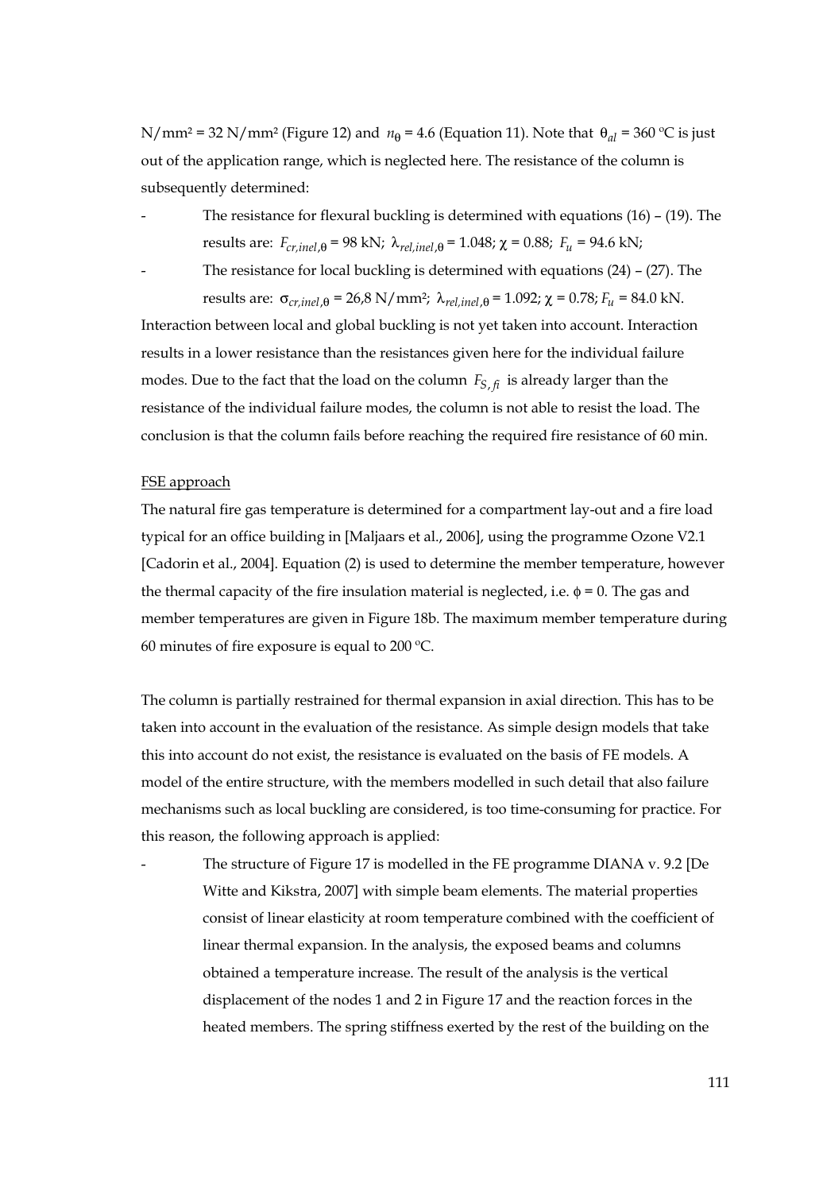N/mm² = 32 N/mm² (Figure 12) and $n_\theta$ = 4.6 (Equation 11). Note that $\theta_{al}$ = 360 °C is just out of the application range, which is neglected here. The resistance of the column is subsequently determined:

- The resistance for flexural buckling is determined with equations (16) – (19). The results are: $F_{cr,inel,\theta}$ = 98 kN; $\lambda_{rel,inel,\theta}$ = 1.048; $\chi$ = 0.88; $F_u$ = 94.6 kN;
- The resistance for local buckling is determined with equations (24) – (27). The results are: $\sigma_{cr,inel,\theta}$ = 26,8 N/mm²; $\lambda_{rel,inel,\theta}$ = 1.092; $\chi$ = 0.78; $F_u$ = 84.0 kN.

Interaction between local and global buckling is not yet taken into account. Interaction results in a lower resistance than the resistances given here for the individual failure modes. Due to the fact that the load on the column $F_{S,fi}$ is already larger than the resistance of the individual failure modes, the column is not able to resist the load. The conclusion is that the column fails before reaching the required fire resistance of 60 min.

FSE approach

The natural fire gas temperature is determined for a compartment lay-out and a fire load typical for an office building in [Maljaars et al., 2006], using the programme Ozone V2.1 [Cadorin et al., 2004]. Equation (2) is used to determine the member temperature, however the thermal capacity of the fire insulation material is neglected, i.e. $\phi$ = 0. The gas and member temperatures are given in Figure 18b. The maximum member temperature during 60 minutes of fire exposure is equal to 200 °C.

The column is partially restrained for thermal expansion in axial direction. This has to be taken into account in the evaluation of the resistance. As simple design models that take this into account do not exist, the resistance is evaluated on the basis of FE models. A model of the entire structure, with the members modelled in such detail that also failure mechanisms such as local buckling are considered, is too time-consuming for practice. For this reason, the following approach is applied:

- The structure of Figure 17 is modelled in the FE programme DIANA v. 9.2 [De Witte and Kikstra, 2007] with simple beam elements. The material properties consist of linear elasticity at room temperature combined with the coefficient of linear thermal expansion. In the analysis, the exposed beams and columns obtained a temperature increase. The result of the analysis is the vertical displacement of the nodes 1 and 2 in Figure 17 and the reaction forces in the heated members. The spring stiffness exerted by the rest of the building on the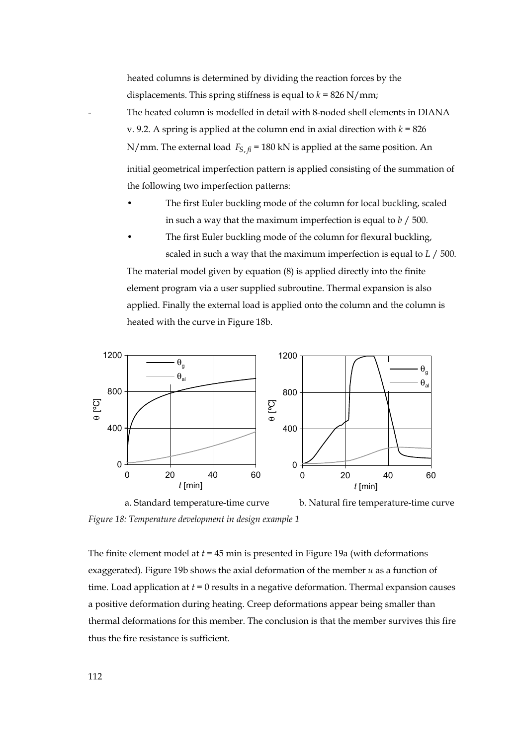heated columns is determined by dividing the reaction forces by the displacements. This spring stiffness is equal to $k$ = 826 N/mm;

- The heated column is modelled in detail with 8-noded shell elements in DIANA v. 9.2. A spring is applied at the column end in axial direction with $k$ = 826 N/mm. The external load $F_{S,fi}$ = 180 kN is applied at the same position. An initial geometrical imperfection pattern is applied consisting of the summation of the following two imperfection patterns:
  - The first Euler buckling mode of the column for local buckling, scaled in such a way that the maximum imperfection is equal to $b$ / 500.
  - The first Euler buckling mode of the column for flexural buckling, scaled in such a way that the maximum imperfection is equal to $L$ / 500.

  The material model given by equation (8) is applied directly into the finite element program via a user supplied subroutine. Thermal expansion is also applied. Finally the external load is applied onto the column and the column is heated with the curve in Figure 18b.

a. Standard temperature-time curve    b. Natural fire temperature-time curve

*Figure 18: Temperature development in design example 1*

The finite element model at $t$ = 45 min is presented in Figure 19a (with deformations exaggerated). Figure 19b shows the axial deformation of the member $u$ as a function of time. Load application at $t$ = 0 results in a negative deformation. Thermal expansion causes a positive deformation during heating. Creep deformations appear being smaller than thermal deformations for this member. The conclusion is that the member survives this fire thus the fire resistance is sufficient.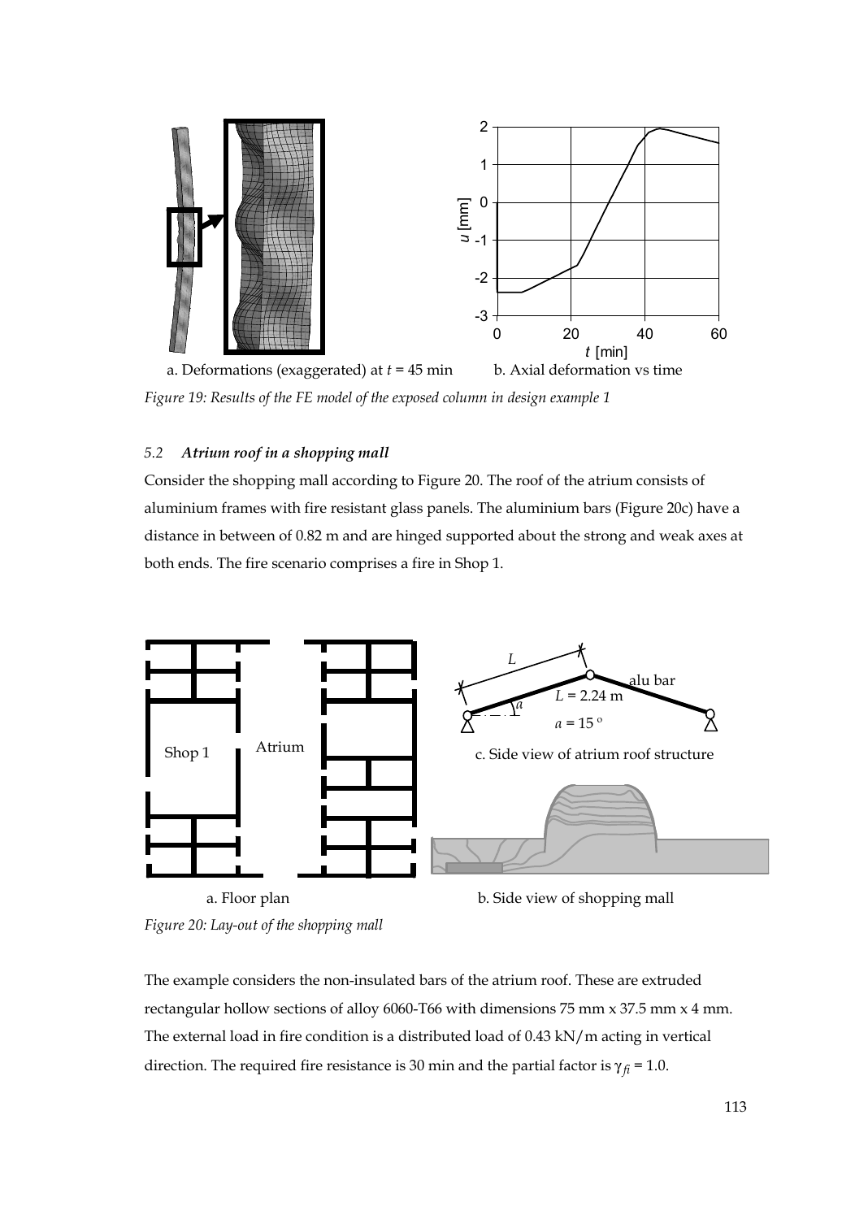a. Deformations (exaggerated) at $t$ = 45 min b. Axial deformation vs time

*Figure 19: Results of the FE model of the exposed column in design example 1*

### 5.2 *Atrium roof in a shopping mall*

Consider the shopping mall according to Figure 20. The roof of the atrium consists of aluminium frames with fire resistant glass panels. The aluminium bars (Figure 20c) have a distance in between of 0.82 m and are hinged supported about the strong and weak axes at both ends. The fire scenario comprises a fire in Shop 1.

a. Floor plan b. Side view of shopping mall c. Side view of atrium roof structure

*Figure 20: Lay-out of the shopping mall*

The example considers the non-insulated bars of the atrium roof. These are extruded rectangular hollow sections of alloy 6060-T66 with dimensions 75 mm x 37.5 mm x 4 mm. The external load in fire condition is a distributed load of 0.43 kN/m acting in vertical direction. The required fire resistance is 30 min and the partial factor is $\gamma_{fi}$ = 1.0.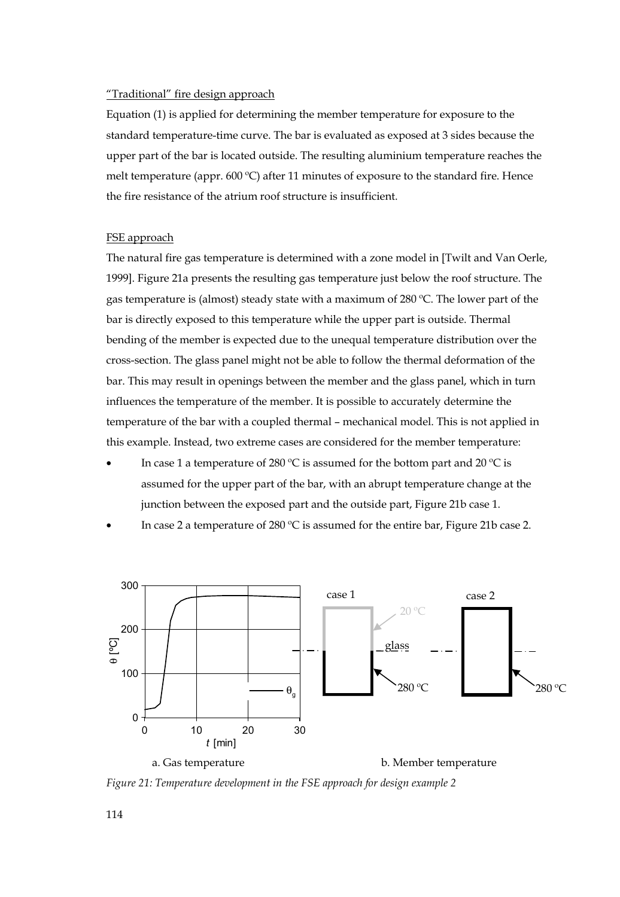<u>"Traditional" fire design approach</u>

Equation (1) is applied for determining the member temperature for exposure to the standard temperature-time curve. The bar is evaluated as exposed at 3 sides because the upper part of the bar is located outside. The resulting aluminium temperature reaches the melt temperature (appr. 600 ºC) after 11 minutes of exposure to the standard fire. Hence the fire resistance of the atrium roof structure is insufficient.

<u>FSE approach</u>

The natural fire gas temperature is determined with a zone model in [Twilt and Van Oerle, 1999]. Figure 21a presents the resulting gas temperature just below the roof structure. The gas temperature is (almost) steady state with a maximum of 280 ºC. The lower part of the bar is directly exposed to this temperature while the upper part is outside. Thermal bending of the member is expected due to the unequal temperature distribution over the cross-section. The glass panel might not be able to follow the thermal deformation of the bar. This may result in openings between the member and the glass panel, which in turn influences the temperature of the member. It is possible to accurately determine the temperature of the bar with a coupled thermal – mechanical model. This is not applied in this example. Instead, two extreme cases are considered for the member temperature:

- In case 1 a temperature of 280 ºC is assumed for the bottom part and 20 ºC is assumed for the upper part of the bar, with an abrupt temperature change at the junction between the exposed part and the outside part, Figure 21b case 1.
- In case 2 a temperature of 280 ºC is assumed for the entire bar, Figure 21b case 2.

a. Gas temperature    b. Member temperature

*Figure 21: Temperature development in the FSE approach for design example 2*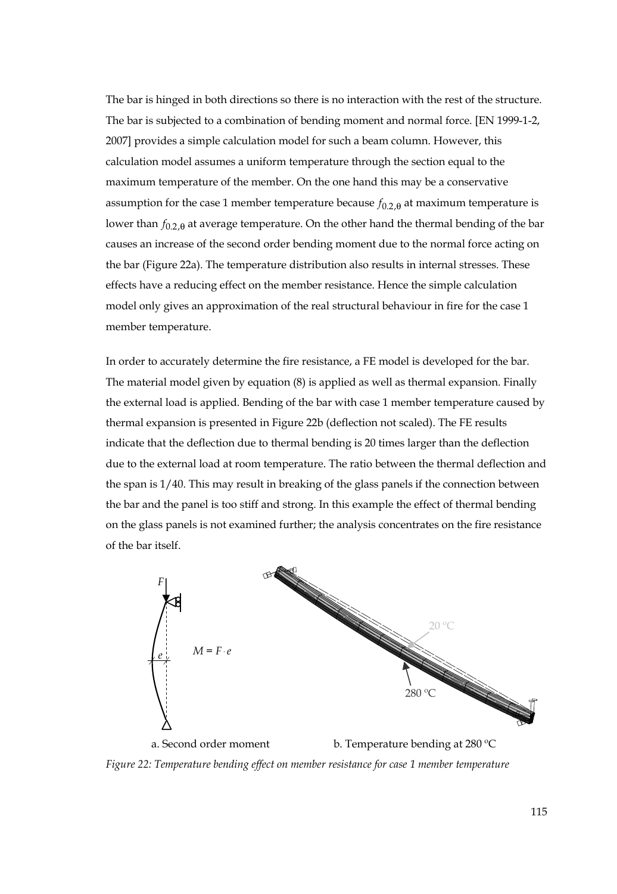The bar is hinged in both directions so there is no interaction with the rest of the structure. The bar is subjected to a combination of bending moment and normal force. [EN 1999-1-2, 2007] provides a simple calculation model for such a beam column. However, this calculation model assumes a uniform temperature through the section equal to the maximum temperature of the member. On the one hand this may be a conservative assumption for the case 1 member temperature because $f_{0.2,\theta}$ at maximum temperature is lower than $f_{0.2,\theta}$ at average temperature. On the other hand the thermal bending of the bar causes an increase of the second order bending moment due to the normal force acting on the bar (Figure 22a). The temperature distribution also results in internal stresses. These effects have a reducing effect on the member resistance. Hence the simple calculation model only gives an approximation of the real structural behaviour in fire for the case 1 member temperature.

In order to accurately determine the fire resistance, a FE model is developed for the bar. The material model given by equation (8) is applied as well as thermal expansion. Finally the external load is applied. Bending of the bar with case 1 member temperature caused by thermal expansion is presented in Figure 22b (deflection not scaled). The FE results indicate that the deflection due to thermal bending is 20 times larger than the deflection due to the external load at room temperature. The ratio between the thermal deflection and the span is 1/40. This may result in breaking of the glass panels if the connection between the bar and the panel is too stiff and strong. In this example the effect of thermal bending on the glass panels is not examined further; the analysis concentrates on the fire resistance of the bar itself.

$F$ &nbsp;&nbsp; $e$ &nbsp;&nbsp; $M = F \cdot e$ &nbsp;&nbsp; 20 °C &nbsp;&nbsp; 280 °C

a. Second order moment &nbsp;&nbsp;&nbsp;&nbsp; b. Temperature bending at 280 °C

*Figure 22: Temperature bending effect on member resistance for case 1 member temperature*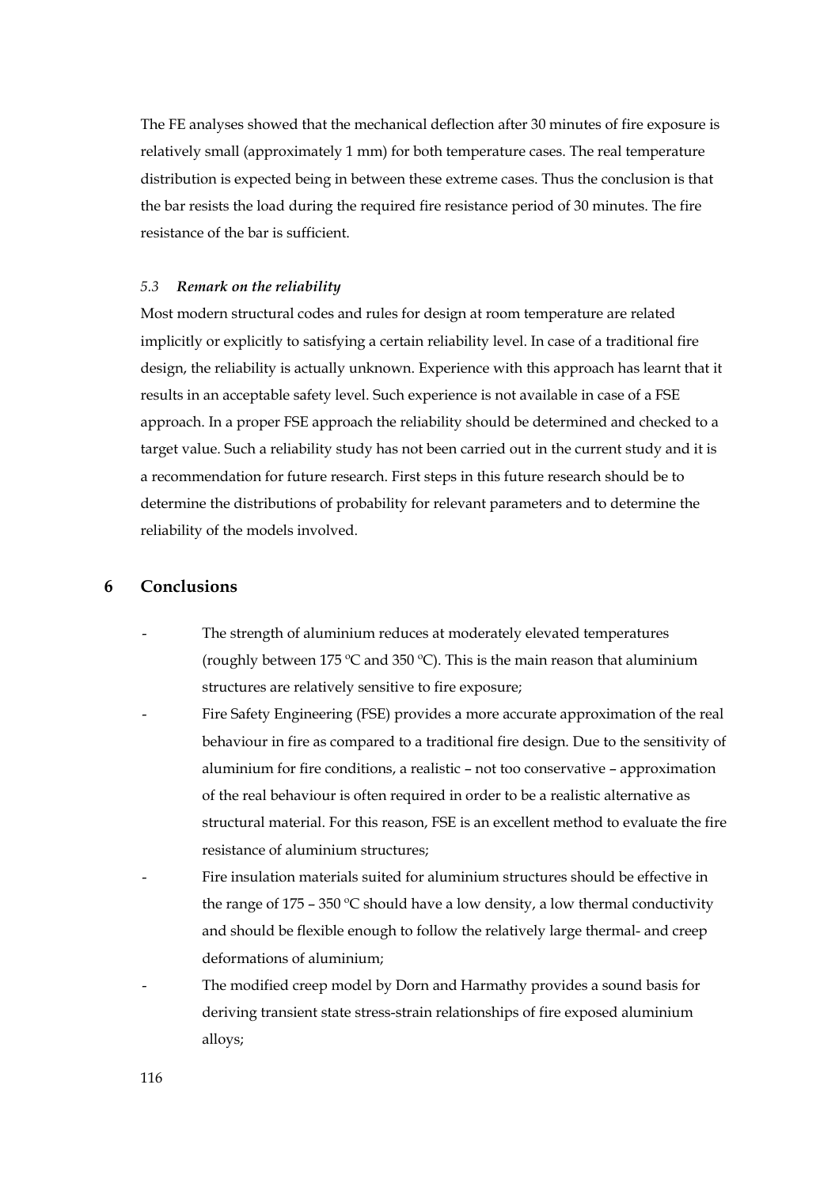The FE analyses showed that the mechanical deflection after 30 minutes of fire exposure is relatively small (approximately 1 mm) for both temperature cases. The real temperature distribution is expected being in between these extreme cases. Thus the conclusion is that the bar resists the load during the required fire resistance period of 30 minutes. The fire resistance of the bar is sufficient.

### *5.3 Remark on the reliability*

Most modern structural codes and rules for design at room temperature are related implicitly or explicitly to satisfying a certain reliability level. In case of a traditional fire design, the reliability is actually unknown. Experience with this approach has learnt that it results in an acceptable safety level. Such experience is not available in case of a FSE approach. In a proper FSE approach the reliability should be determined and checked to a target value. Such a reliability study has not been carried out in the current study and it is a recommendation for future research. First steps in this future research should be to determine the distributions of probability for relevant parameters and to determine the reliability of the models involved.

## 6 Conclusions

- The strength of aluminium reduces at moderately elevated temperatures (roughly between 175 ºC and 350 ºC). This is the main reason that aluminium structures are relatively sensitive to fire exposure;
- Fire Safety Engineering (FSE) provides a more accurate approximation of the real behaviour in fire as compared to a traditional fire design. Due to the sensitivity of aluminium for fire conditions, a realistic – not too conservative – approximation of the real behaviour is often required in order to be a realistic alternative as structural material. For this reason, FSE is an excellent method to evaluate the fire resistance of aluminium structures;
- Fire insulation materials suited for aluminium structures should be effective in the range of 175 – 350 ºC should have a low density, a low thermal conductivity and should be flexible enough to follow the relatively large thermal- and creep deformations of aluminium;
- The modified creep model by Dorn and Harmathy provides a sound basis for deriving transient state stress-strain relationships of fire exposed aluminium alloys;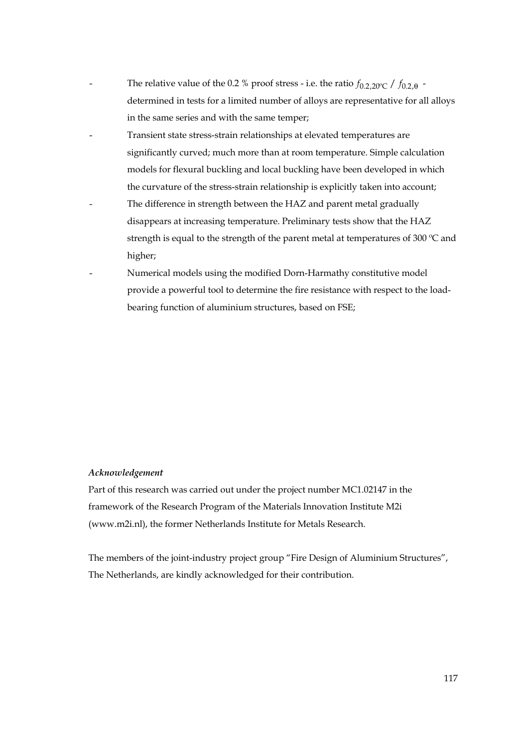- The relative value of the 0.2 % proof stress - i.e. the ratio $f_{0.2,20^{\circ}C}$ / $f_{0.2,\theta}$ - determined in tests for a limited number of alloys are representative for all alloys in the same series and with the same temper;
- Transient state stress-strain relationships at elevated temperatures are significantly curved; much more than at room temperature. Simple calculation models for flexural buckling and local buckling have been developed in which the curvature of the stress-strain relationship is explicitly taken into account;
- The difference in strength between the HAZ and parent metal gradually disappears at increasing temperature. Preliminary tests show that the HAZ strength is equal to the strength of the parent metal at temperatures of 300 ºC and higher;
- Numerical models using the modified Dorn-Harmathy constitutive model provide a powerful tool to determine the fire resistance with respect to the load-bearing function of aluminium structures, based on FSE;

***Acknowledgement***

Part of this research was carried out under the project number MC1.02147 in the framework of the Research Program of the Materials Innovation Institute M2i (www.m2i.nl), the former Netherlands Institute for Metals Research.

The members of the joint-industry project group "Fire Design of Aluminium Structures", The Netherlands, are kindly acknowledged for their contribution.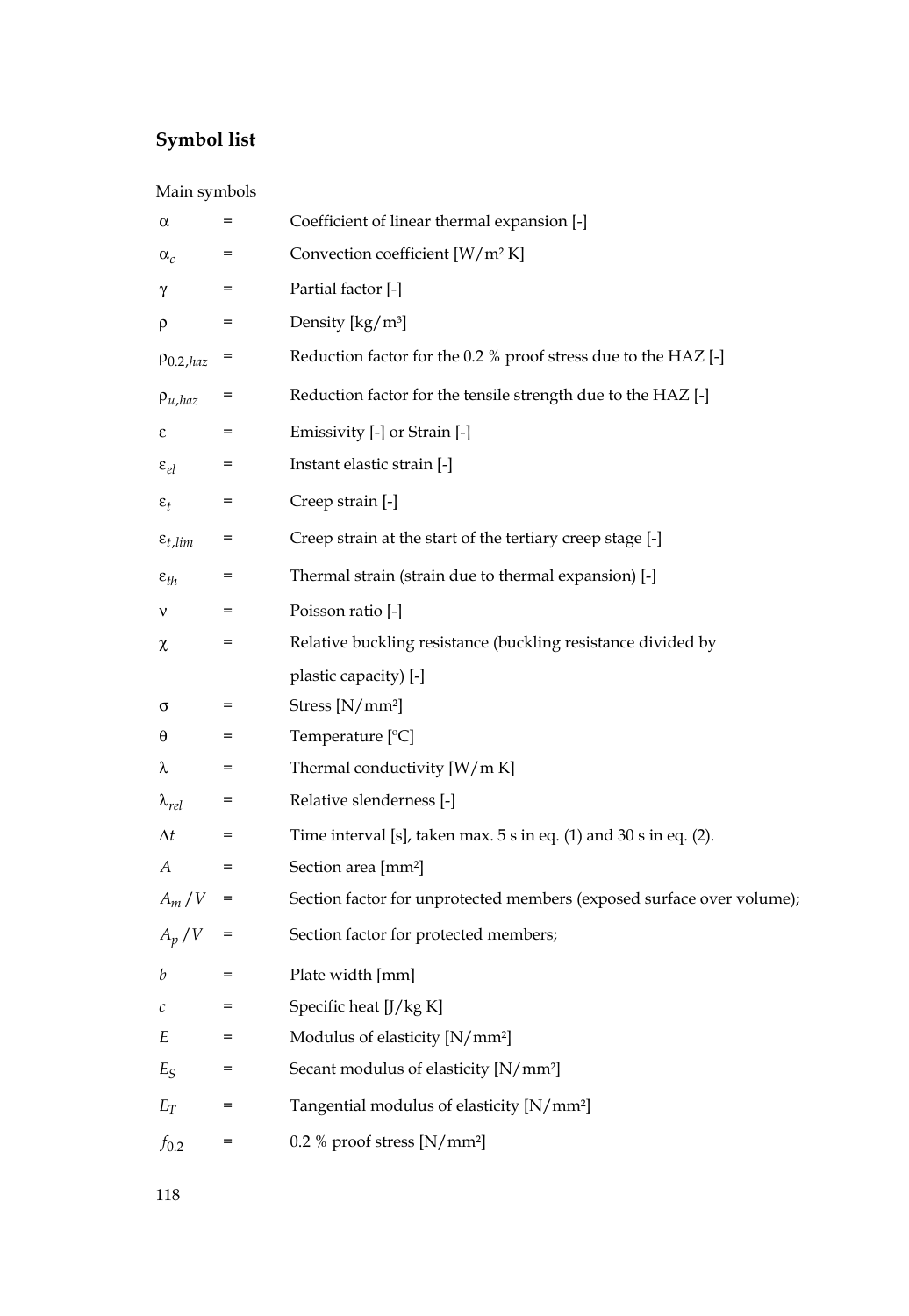## Symbol list

Main symbols

| | | |
|---|---|---|
| $\alpha$ | = | Coefficient of linear thermal expansion [-] |
| $\alpha_c$ | = | Convection coefficient [W/m² K] |
| $\gamma$ | = | Partial factor [-] |
| $\rho$ | = | Density [kg/m³] |
| $\rho_{0.2,haz}$ | = | Reduction factor for the 0.2 % proof stress due to the HAZ [-] |
| $\rho_{u,haz}$ | = | Reduction factor for the tensile strength due to the HAZ [-] |
| $\varepsilon$ | = | Emissivity [-] or Strain [-] |
| $\varepsilon_{el}$ | = | Instant elastic strain [-] |
| $\varepsilon_t$ | = | Creep strain [-] |
| $\varepsilon_{t,lim}$ | = | Creep strain at the start of the tertiary creep stage [-] |
| $\varepsilon_{th}$ | = | Thermal strain (strain due to thermal expansion) [-] |
| $\nu$ | = | Poisson ratio [-] |
| $\chi$ | = | Relative buckling resistance (buckling resistance divided by plastic capacity) [-] |
| $\sigma$ | = | Stress [N/mm²] |
| $\theta$ | = | Temperature [°C] |
| $\lambda$ | = | Thermal conductivity [W/m K] |
| $\lambda_{rel}$ | = | Relative slenderness [-] |
| $\Delta t$ | = | Time interval [s], taken max. 5 s in eq. (1) and 30 s in eq. (2). |
| $A$ | = | Section area [mm²] |
| $A_m/V$ | = | Section factor for unprotected members (exposed surface over volume); |
| $A_p/V$ | = | Section factor for protected members; |
| $b$ | = | Plate width [mm] |
| $c$ | = | Specific heat [J/kg K] |
| $E$ | = | Modulus of elasticity [N/mm²] |
| $E_S$ | = | Secant modulus of elasticity [N/mm²] |
| $E_T$ | = | Tangential modulus of elasticity [N/mm²] |
| $f_{0.2}$ | = | 0.2 % proof stress [N/mm²] |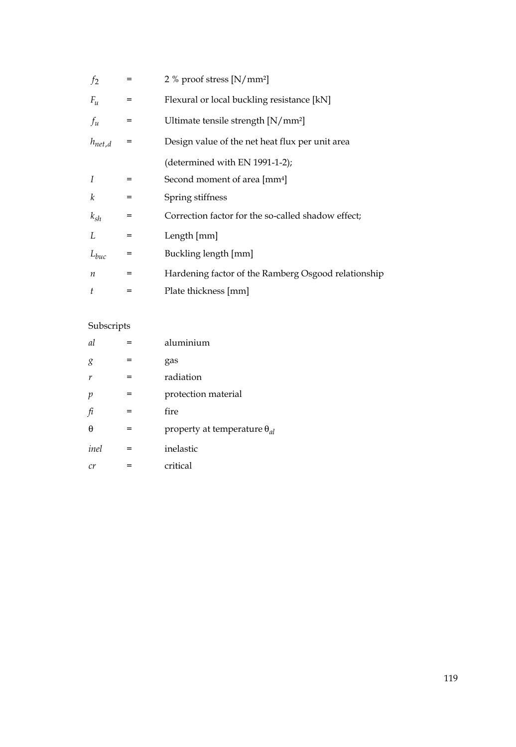| | | |
|---|---|---|
| $f_2$ | = | 2 % proof stress [N/mm²] |
| $F_u$ | = | Flexural or local buckling resistance [kN] |
| $f_u$ | = | Ultimate tensile strength [N/mm²] |
| $h_{net,d}$ | = | Design value of the net heat flux per unit area |
| | | (determined with EN 1991-1-2); |
| $I$ | = | Second moment of area [mm⁴] |
| $k$ | = | Spring stiffness |
| $k_{sh}$ | = | Correction factor for the so-called shadow effect; |
| $L$ | = | Length [mm] |
| $L_{buc}$ | = | Buckling length [mm] |
| $n$ | = | Hardening factor of the Ramberg Osgood relationship |
| $t$ | = | Plate thickness [mm] |

Subscripts

| | | |
|---|---|---|
| *al* | = | aluminium |
| *g* | = | gas |
| *r* | = | radiation |
| *p* | = | protection material |
| *fi* | = | fire |
| $\theta$ | = | property at temperature $\theta_{al}$ |
| *inel* | = | inelastic |
| *cr* | = | critical |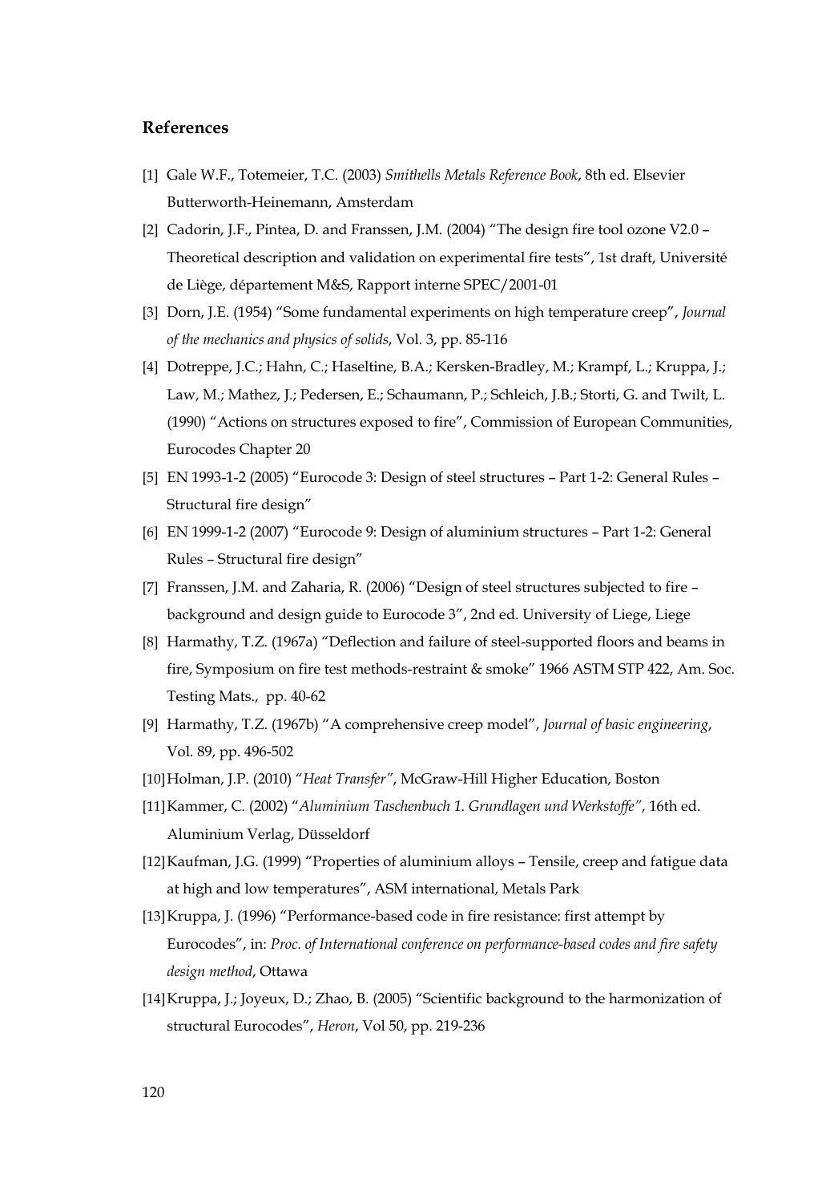## References

[1] Gale W.F., Totemeier, T.C. (2003) *Smithells Metals Reference Book*, 8th ed. Elsevier Butterworth-Heinemann, Amsterdam

[2] Cadorin, J.F., Pintea, D. and Franssen, J.M. (2004) "The design fire tool ozone V2.0 – Theoretical description and validation on experimental fire tests", 1st draft, Université de Liège, département M&S, Rapport interne SPEC/2001-01

[3] Dorn, J.E. (1954) "Some fundamental experiments on high temperature creep", *Journal of the mechanics and physics of solids*, Vol. 3, pp. 85-116

[4] Dotreppe, J.C.; Hahn, C.; Haseltine, B.A.; Kersken-Bradley, M.; Krampf, L.; Kruppa, J.; Law, M.; Mathez, J.; Pedersen, E.; Schaumann, P.; Schleich, J.B.; Storti, G. and Twilt, L. (1990) "Actions on structures exposed to fire", Commission of European Communities, Eurocodes Chapter 20

[5] EN 1993-1-2 (2005) "Eurocode 3: Design of steel structures – Part 1-2: General Rules – Structural fire design"

[6] EN 1999-1-2 (2007) "Eurocode 9: Design of aluminium structures – Part 1-2: General Rules – Structural fire design"

[7] Franssen, J.M. and Zaharia, R. (2006) "Design of steel structures subjected to fire – background and design guide to Eurocode 3", 2nd ed. University of Liege, Liege

[8] Harmathy, T.Z. (1967a) "Deflection and failure of steel-supported floors and beams in fire, Symposium on fire test methods-restraint & smoke" 1966 ASTM STP 422, Am. Soc. Testing Mats., pp. 40-62

[9] Harmathy, T.Z. (1967b) "A comprehensive creep model", *Journal of basic engineering*, Vol. 89, pp. 496-502

[10] Holman, J.P. (2010) "*Heat Transfer*", McGraw-Hill Higher Education, Boston

[11] Kammer, C. (2002) "*Aluminium Taschenbuch 1. Grundlagen und Werkstoffe*", 16th ed. Aluminium Verlag, Düsseldorf

[12] Kaufman, J.G. (1999) "Properties of aluminium alloys – Tensile, creep and fatigue data at high and low temperatures", ASM international, Metals Park

[13] Kruppa, J. (1996) "Performance-based code in fire resistance: first attempt by Eurocodes", in: *Proc. of International conference on performance-based codes and fire safety design method*, Ottawa

[14] Kruppa, J.; Joyeux, D.; Zhao, B. (2005) "Scientific background to the harmonization of structural Eurocodes", *Heron*, Vol 50, pp. 219-236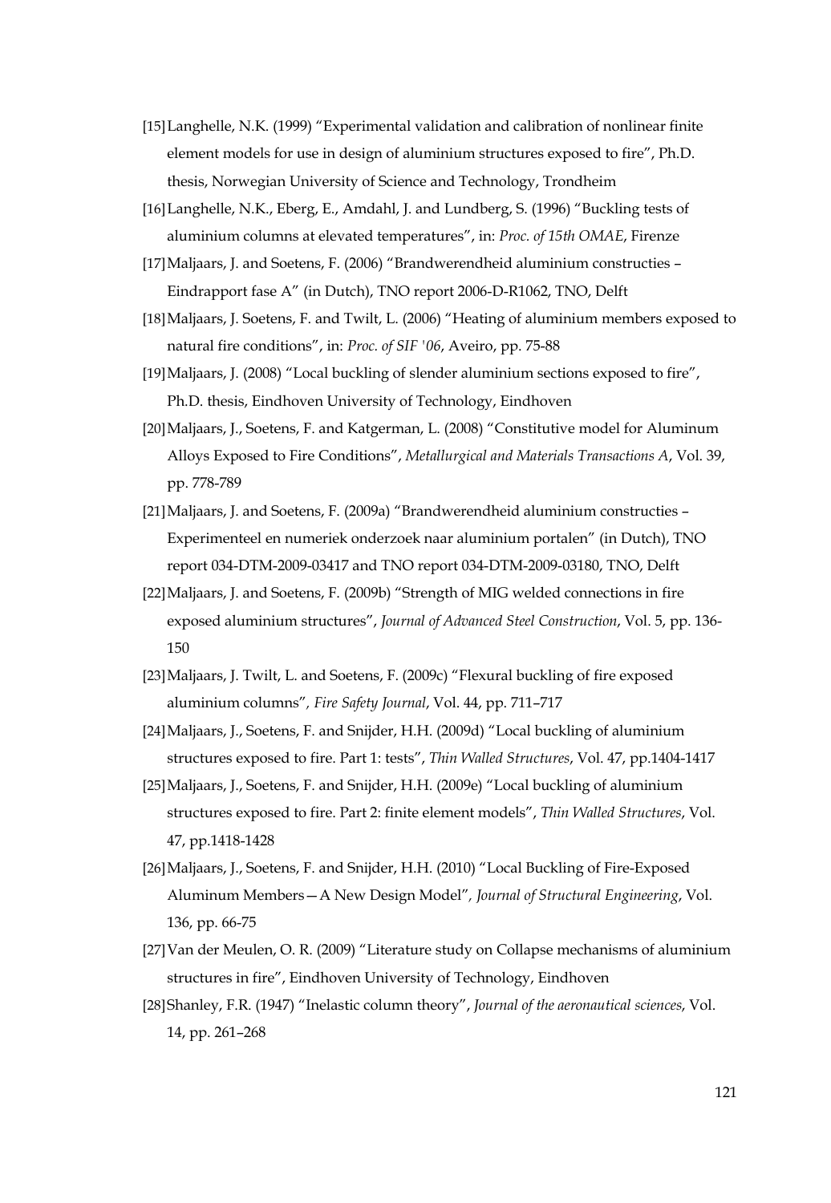[15] Langhelle, N.K. (1999) “Experimental validation and calibration of nonlinear finite element models for use in design of aluminium structures exposed to fire”, Ph.D. thesis, Norwegian University of Science and Technology, Trondheim

[16] Langhelle, N.K., Eberg, E., Amdahl, J. and Lundberg, S. (1996) “Buckling tests of aluminium columns at elevated temperatures”, in: *Proc. of 15th OMAE*, Firenze

[17] Maljaars, J. and Soetens, F. (2006) “Brandwerendheid aluminium constructies – Eindrapport fase A” (in Dutch), TNO report 2006-D-R1062, TNO, Delft

[18] Maljaars, J. Soetens, F. and Twilt, L. (2006) “Heating of aluminium members exposed to natural fire conditions”, in: *Proc. of SIF '06*, Aveiro, pp. 75-88

[19] Maljaars, J. (2008) “Local buckling of slender aluminium sections exposed to fire”, Ph.D. thesis, Eindhoven University of Technology, Eindhoven

[20] Maljaars, J., Soetens, F. and Katgerman, L. (2008) “Constitutive model for Aluminum Alloys Exposed to Fire Conditions”, *Metallurgical and Materials Transactions A*, Vol. 39, pp. 778-789

[21] Maljaars, J. and Soetens, F. (2009a) “Brandwerendheid aluminium constructies – Experimenteel en numeriek onderzoek naar aluminium portalen” (in Dutch), TNO report 034-DTM-2009-03417 and TNO report 034-DTM-2009-03180, TNO, Delft

[22] Maljaars, J. and Soetens, F. (2009b) “Strength of MIG welded connections in fire exposed aluminium structures”, *Journal of Advanced Steel Construction*, Vol. 5, pp. 136-150

[23] Maljaars, J. Twilt, L. and Soetens, F. (2009c) “Flexural buckling of fire exposed aluminium columns”, *Fire Safety Journal*, Vol. 44, pp. 711–717

[24] Maljaars, J., Soetens, F. and Snijder, H.H. (2009d) “Local buckling of aluminium structures exposed to fire. Part 1: tests”, *Thin Walled Structures*, Vol. 47, pp.1404-1417

[25] Maljaars, J., Soetens, F. and Snijder, H.H. (2009e) “Local buckling of aluminium structures exposed to fire. Part 2: finite element models”, *Thin Walled Structures*, Vol. 47, pp.1418-1428

[26] Maljaars, J., Soetens, F. and Snijder, H.H. (2010) “Local Buckling of Fire-Exposed Aluminum Members—A New Design Model”, *Journal of Structural Engineering*, Vol. 136, pp. 66-75

[27] Van der Meulen, O. R. (2009) “Literature study on Collapse mechanisms of aluminium structures in fire”, Eindhoven University of Technology, Eindhoven

[28] Shanley, F.R. (1947) “Inelastic column theory”, *Journal of the aeronautical sciences*, Vol. 14, pp. 261–268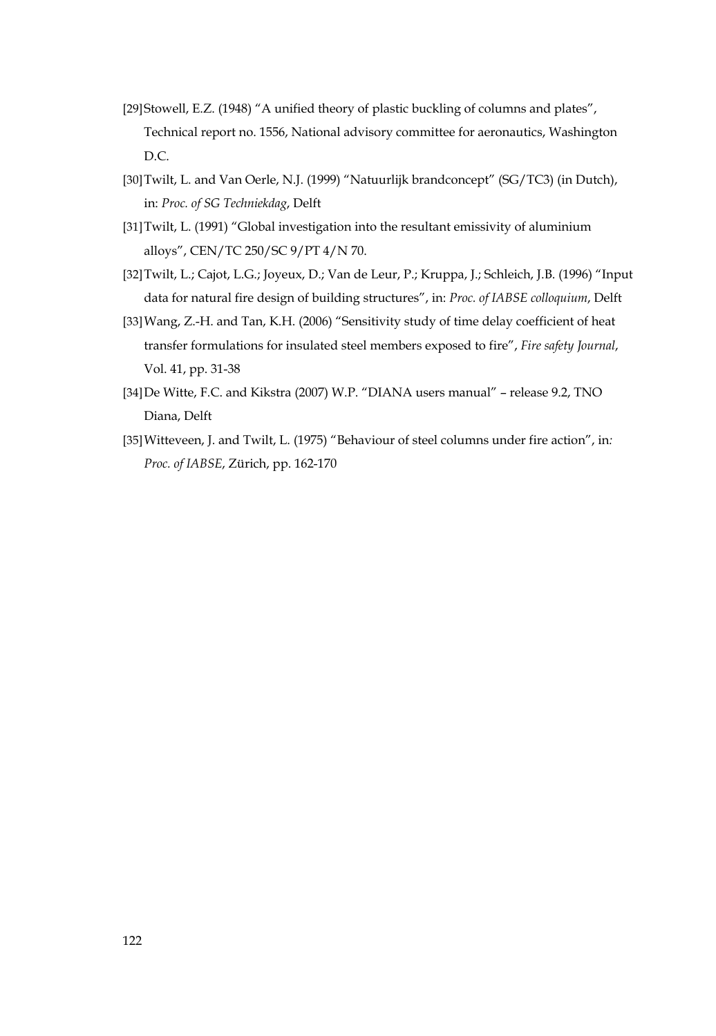[29] Stowell, E.Z. (1948) "A unified theory of plastic buckling of columns and plates", Technical report no. 1556, National advisory committee for aeronautics, Washington D.C.

[30] Twilt, L. and Van Oerle, N.J. (1999) "Natuurlijk brandconcept" (SG/TC3) (in Dutch), in: *Proc. of SG Techniekdag*, Delft

[31] Twilt, L. (1991) "Global investigation into the resultant emissivity of aluminium alloys", CEN/TC 250/SC 9/PT 4/N 70.

[32] Twilt, L.; Cajot, L.G.; Joyeux, D.; Van de Leur, P.; Kruppa, J.; Schleich, J.B. (1996) "Input data for natural fire design of building structures", in: *Proc. of IABSE colloquium*, Delft

[33] Wang, Z.-H. and Tan, K.H. (2006) "Sensitivity study of time delay coefficient of heat transfer formulations for insulated steel members exposed to fire", *Fire safety Journal*, Vol. 41, pp. 31-38

[34] De Witte, F.C. and Kikstra (2007) W.P. "DIANA users manual" – release 9.2, TNO Diana, Delft

[35] Witteveen, J. and Twilt, L. (1975) "Behaviour of steel columns under fire action", in*:* *Proc. of IABSE*, Zürich, pp. 162-170